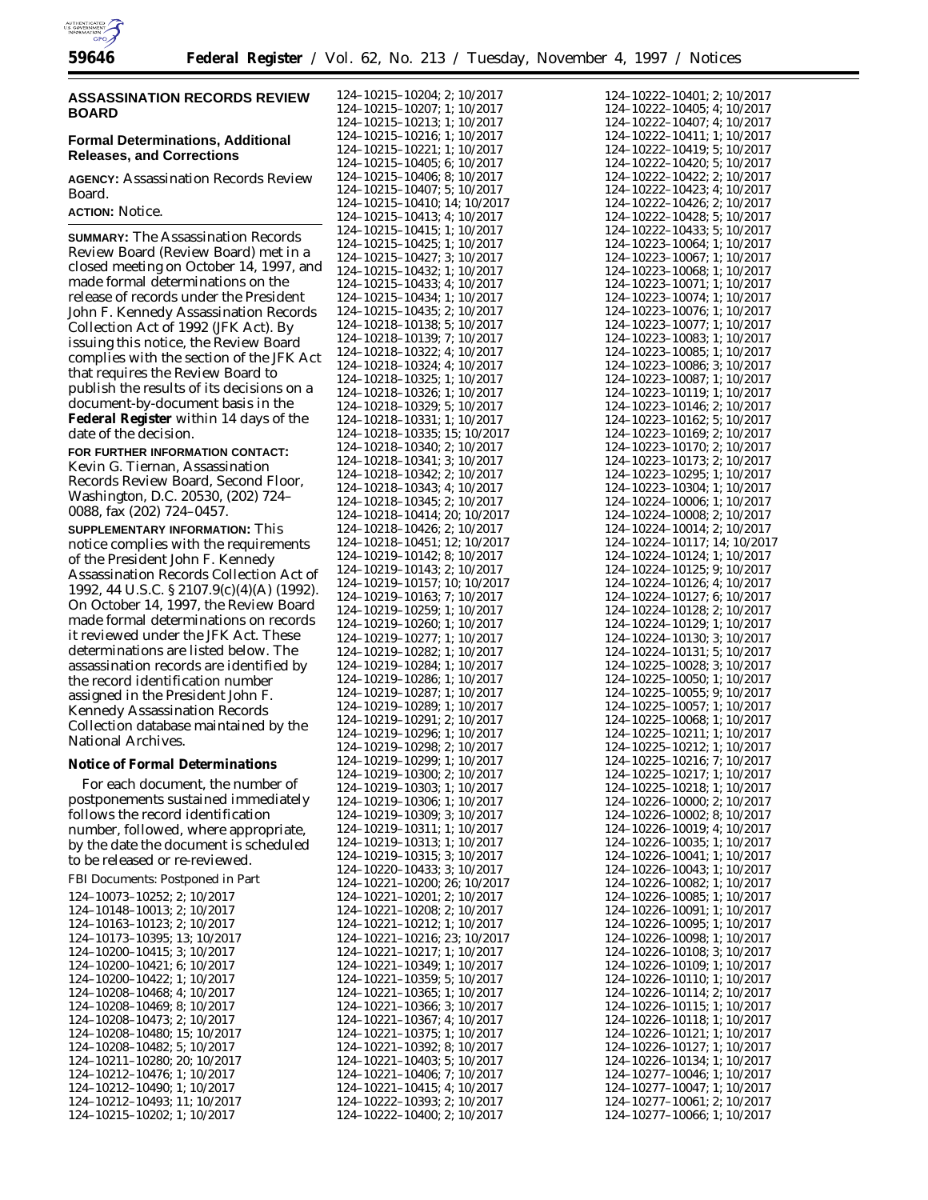## ASSASSINATION RECORDS REVIEW BOARD

### Formal Determinations, Additional Releases, and Corrections

**AGENCY:** Assassination Records Review Board.

**ACTION:** Notice.

**SUMMARY:** The Assassination Records Review Board (Review Board) met in a closed meeting on October 14, 1997, and made formal determinations on the release of records under the President John F. Kennedy Assassination Records Collection Act of 1992 (JFK Act). By issuing this notice, the Review Board complies with the section of the JFK Act that requires the Review Board to publish the results of its decisions on a document-by-document basis in the **Federal Register** within 14 days of the date of the decision.

**FOR FURTHER INFORMATION CONTACT:** Kevin G. Tiernan, Assassination Records Review Board, Second Floor, Washington, D.C. 20530, (202) 724–0088, fax (202) 724–0457.

**SUPPLEMENTARY INFORMATION:** This notice complies with the requirements of the President John F. Kennedy Assassination Records Collection Act of 1992, 44 U.S.C. § 2107.9(c)(4)(A) (1992). On October 14, 1997, the Review Board made formal determinations on records it reviewed under the JFK Act. These determinations are listed below. The assassination records are identified by the record identification number assigned in the President John F. Kennedy Assassination Records Collection database maintained by the National Archives.

### *Notice of Formal Determinations*

For each document, the number of postponements sustained immediately follows the record identification number, followed, where appropriate, by the date the document is scheduled to be released or re-reviewed.

FBI Documents: Postponed in Part

124–10073–10252; 2; 10/2017
124–10148–10013; 2; 10/2017
124–10163–10123; 2; 10/2017
124–10173–10395; 13; 10/2017
124–10200–10415; 3; 10/2017
124–10200–10421; 6; 10/2017
124–10200–10422; 1; 10/2017
124–10208–10468; 4; 10/2017
124–10208–10469; 8; 10/2017
124–10208–10473; 2; 10/2017
124–10208–10480; 15; 10/2017
124–10208–10482; 5; 10/2017
124–10211–10280; 20; 10/2017
124–10212–10476; 1; 10/2017
124–10212–10490; 1; 10/2017
124–10212–10493; 11; 10/2017
124–10215–10202; 1; 10/2017
124–10215–10204; 2; 10/2017
124–10215–10207; 1; 10/2017
124–10215–10213; 1; 10/2017
124–10215–10216; 1; 10/2017
124–10215–10221; 1; 10/2017
124–10215–10405; 6; 10/2017
124–10215–10406; 8; 10/2017
124–10215–10407; 5; 10/2017
124–10215–10410; 14; 10/2017
124–10215–10413; 4; 10/2017
124–10215–10415; 1; 10/2017
124–10215–10425; 1; 10/2017
124–10215–10427; 3; 10/2017
124–10215–10432; 1; 10/2017
124–10215–10433; 4; 10/2017
124–10215–10434; 1; 10/2017
124–10215–10435; 2; 10/2017
124–10218–10138; 5; 10/2017
124–10218–10139; 7; 10/2017
124–10218–10322; 4; 10/2017
124–10218–10324; 4; 10/2017
124–10218–10325; 1; 10/2017
124–10218–10326; 1; 10/2017
124–10218–10329; 5; 10/2017
124–10218–10331; 1; 10/2017
124–10218–10335; 15; 10/2017
124–10218–10340; 2; 10/2017
124–10218–10341; 3; 10/2017
124–10218–10342; 2; 10/2017
124–10218–10343; 4; 10/2017
124–10218–10345; 2; 10/2017
124–10218–10414; 20; 10/2017
124–10218–10426; 2; 10/2017
124–10218–10451; 12; 10/2017
124–10219–10142; 8; 10/2017
124–10219–10143; 2; 10/2017
124–10219–10157; 10; 10/2017
124–10219–10163; 7; 10/2017
124–10219–10259; 1; 10/2017
124–10219–10260; 1; 10/2017
124–10219–10277; 1; 10/2017
124–10219–10282; 1; 10/2017
124–10219–10284; 1; 10/2017
124–10219–10286; 1; 10/2017
124–10219–10287; 1; 10/2017
124–10219–10289; 1; 10/2017
124–10219–10291; 2; 10/2017
124–10219–10296; 1; 10/2017
124–10219–10298; 2; 10/2017
124–10219–10299; 1; 10/2017
124–10219–10300; 2; 10/2017
124–10219–10303; 1; 10/2017
124–10219–10306; 1; 10/2017
124–10219–10309; 3; 10/2017
124–10219–10311; 1; 10/2017
124–10219–10313; 1; 10/2017
124–10219–10315; 3; 10/2017
124–10220–10433; 3; 10/2017
124–10221–10200; 26; 10/2017
124–10221–10201; 2; 10/2017
124–10221–10208; 2; 10/2017
124–10221–10212; 1; 10/2017
124–10221–10216; 23; 10/2017
124–10221–10217; 1; 10/2017
124–10221–10349; 1; 10/2017
124–10221–10359; 5; 10/2017
124–10221–10365; 1; 10/2017
124–10221–10366; 3; 10/2017
124–10221–10367; 4; 10/2017
124–10221–10375; 1; 10/2017
124–10221–10392; 8; 10/2017
124–10221–10403; 5; 10/2017
124–10221–10406; 7; 10/2017
124–10221–10415; 4; 10/2017
124–10222–10393; 2; 10/2017
124–10222–10400; 2; 10/2017
124–10222–10401; 2; 10/2017
124–10222–10405; 4; 10/2017
124–10222–10407; 4; 10/2017
124–10222–10411; 1; 10/2017
124–10222–10419; 5; 10/2017
124–10222–10420; 5; 10/2017
124–10222–10422; 2; 10/2017
124–10222–10423; 4; 10/2017
124–10222–10426; 2; 10/2017
124–10222–10428; 5; 10/2017
124–10222–10433; 5; 10/2017
124–10223–10064; 1; 10/2017
124–10223–10067; 1; 10/2017
124–10223–10068; 1; 10/2017
124–10223–10071; 1; 10/2017
124–10223–10074; 1; 10/2017
124–10223–10076; 1; 10/2017
124–10223–10077; 1; 10/2017
124–10223–10083; 1; 10/2017
124–10223–10085; 1; 10/2017
124–10223–10086; 3; 10/2017
124–10223–10087; 1; 10/2017
124–10223–10119; 1; 10/2017
124–10223–10146; 2; 10/2017
124–10223–10162; 5; 10/2017
124–10223–10169; 2; 10/2017
124–10223–10170; 2; 10/2017
124–10223–10173; 2; 10/2017
124–10223–10295; 1; 10/2017
124–10223–10304; 1; 10/2017
124–10224–10006; 1; 10/2017
124–10224–10008; 2; 10/2017
124–10224–10014; 2; 10/2017
124–10224–10117; 14; 10/2017
124–10224–10124; 1; 10/2017
124–10224–10125; 9; 10/2017
124–10224–10126; 4; 10/2017
124–10224–10127; 6; 10/2017
124–10224–10128; 2; 10/2017
124–10224–10129; 1; 10/2017
124–10224–10130; 3; 10/2017
124–10224–10131; 5; 10/2017
124–10225–10028; 3; 10/2017
124–10225–10050; 1; 10/2017
124–10225–10055; 9; 10/2017
124–10225–10057; 1; 10/2017
124–10225–10068; 1; 10/2017
124–10225–10211; 1; 10/2017
124–10225–10212; 1; 10/2017
124–10225–10216; 7; 10/2017
124–10225–10217; 1; 10/2017
124–10225–10218; 1; 10/2017
124–10226–10000; 2; 10/2017
124–10226–10002; 8; 10/2017
124–10226–10019; 4; 10/2017
124–10226–10035; 1; 10/2017
124–10226–10041; 1; 10/2017
124–10226–10043; 1; 10/2017
124–10226–10082; 1; 10/2017
124–10226–10085; 1; 10/2017
124–10226–10091; 1; 10/2017
124–10226–10095; 1; 10/2017
124–10226–10098; 1; 10/2017
124–10226–10108; 3; 10/2017
124–10226–10109; 1; 10/2017
124–10226–10110; 1; 10/2017
124–10226–10114; 2; 10/2017
124–10226–10115; 1; 10/2017
124–10226–10118; 1; 10/2017
124–10226–10121; 1; 10/2017
124–10226–10127; 1; 10/2017
124–10226–10134; 1; 10/2017
124–10277–10046; 1; 10/2017
124–10277–10047; 1; 10/2017
124–10277–10061; 2; 10/2017
124–10277–10066; 1; 10/2017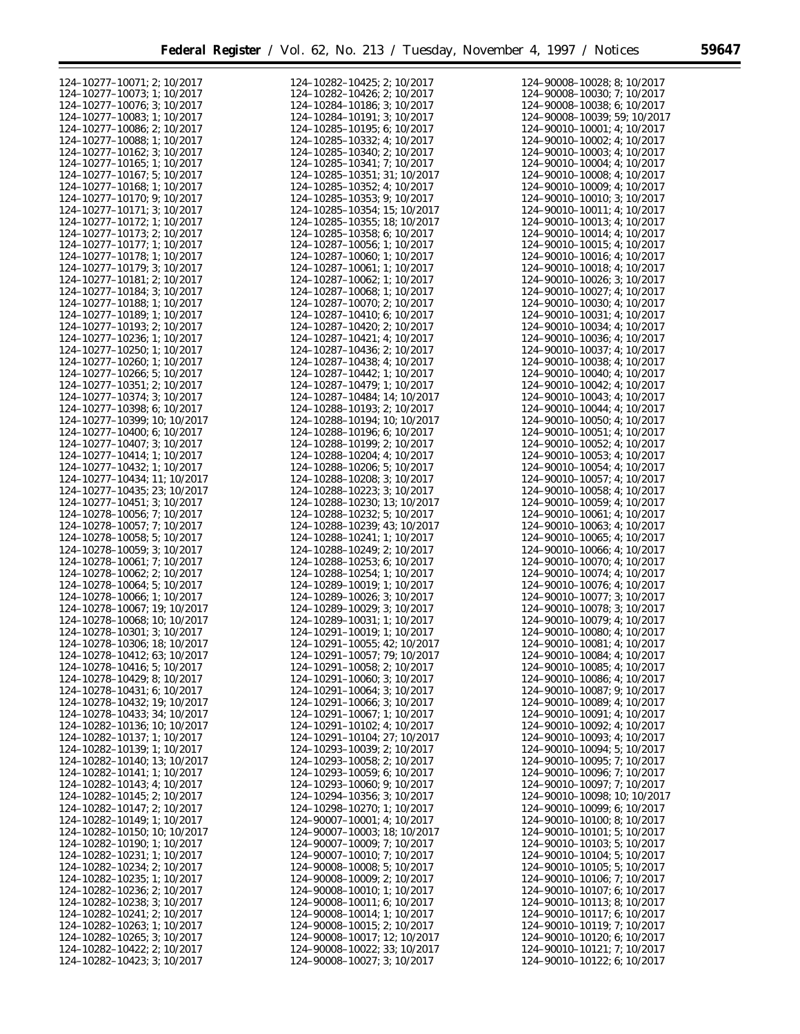124–10277–10071; 2; 10/2017
124–10277–10073; 1; 10/2017
124–10277–10076; 3; 10/2017
124–10277–10083; 1; 10/2017
124–10277–10086; 2; 10/2017
124–10277–10088; 1; 10/2017
124–10277–10162; 3; 10/2017
124–10277–10165; 1; 10/2017
124–10277–10167; 5; 10/2017
124–10277–10168; 1; 10/2017
124–10277–10170; 9; 10/2017
124–10277–10171; 3; 10/2017
124–10277–10172; 1; 10/2017
124–10277–10173; 2; 10/2017
124–10277–10177; 1; 10/2017
124–10277–10178; 1; 10/2017
124–10277–10179; 3; 10/2017
124–10277–10181; 2; 10/2017
124–10277–10184; 3; 10/2017
124–10277–10188; 1; 10/2017
124–10277–10189; 1; 10/2017
124–10277–10193; 2; 10/2017
124–10277–10236; 1; 10/2017
124–10277–10250; 1; 10/2017
124–10277–10260; 1; 10/2017
124–10277–10266; 5; 10/2017
124–10277–10351; 2; 10/2017
124–10277–10374; 3; 10/2017
124–10277–10398; 6; 10/2017
124–10277–10399; 10; 10/2017
124–10277–10400; 6; 10/2017
124–10277–10407; 3; 10/2017
124–10277–10414; 1; 10/2017
124–10277–10432; 1; 10/2017
124–10277–10434; 11; 10/2017
124–10277–10435; 23; 10/2017
124–10277–10451; 3; 10/2017
124–10278–10056; 7; 10/2017
124–10278–10057; 7; 10/2017
124–10278–10058; 5; 10/2017
124–10278–10059; 3; 10/2017
124–10278–10061; 7; 10/2017
124–10278–10062; 2; 10/2017
124–10278–10064; 5; 10/2017
124–10278–10066; 1; 10/2017
124–10278–10067; 19; 10/2017
124–10278–10068; 10; 10/2017
124–10278–10301; 3; 10/2017
124–10278–10306; 18; 10/2017
124–10278–10412; 63; 10/2017
124–10278–10416; 5; 10/2017
124–10278–10429; 8; 10/2017
124–10278–10431; 6; 10/2017
124–10278–10432; 19; 10/2017
124–10278–10433; 34; 10/2017
124–10282–10136; 10; 10/2017
124–10282–10137; 1; 10/2017
124–10282–10139; 1; 10/2017
124–10282–10140; 13; 10/2017
124–10282–10141; 1; 10/2017
124–10282–10143; 4; 10/2017
124–10282–10145; 2; 10/2017
124–10282–10147; 2; 10/2017
124–10282–10149; 1; 10/2017
124–10282–10150; 10; 10/2017
124–10282–10190; 1; 10/2017
124–10282–10231; 1; 10/2017
124–10282–10234; 2; 10/2017
124–10282–10235; 1; 10/2017
124–10282–10236; 2; 10/2017
124–10282–10238; 3; 10/2017
124–10282–10241; 2; 10/2017
124–10282–10263; 1; 10/2017
124–10282–10265; 3; 10/2017
124–10282–10422; 2; 10/2017
124–10282–10423; 3; 10/2017
124–10282–10425; 2; 10/2017
124–10282–10426; 2; 10/2017
124–10284–10186; 3; 10/2017
124–10284–10191; 3; 10/2017
124–10285–10195; 6; 10/2017
124–10285–10332; 4; 10/2017
124–10285–10340; 2; 10/2017
124–10285–10341; 7; 10/2017
124–10285–10351; 31; 10/2017
124–10285–10352; 4; 10/2017
124–10285–10353; 9; 10/2017
124–10285–10354; 15; 10/2017
124–10285–10355; 18; 10/2017
124–10285–10358; 6; 10/2017
124–10287–10056; 1; 10/2017
124–10287–10060; 1; 10/2017
124–10287–10061; 1; 10/2017
124–10287–10062; 1; 10/2017
124–10287–10068; 1; 10/2017
124–10287–10070; 2; 10/2017
124–10287–10410; 6; 10/2017
124–10287–10420; 2; 10/2017
124–10287–10421; 4; 10/2017
124–10287–10436; 2; 10/2017
124–10287–10438; 4; 10/2017
124–10287–10442; 1; 10/2017
124–10287–10479; 1; 10/2017
124–10287–10484; 14; 10/2017
124–10288–10193; 2; 10/2017
124–10288–10194; 10; 10/2017
124–10288–10196; 6; 10/2017
124–10288–10199; 2; 10/2017
124–10288–10204; 4; 10/2017
124–10288–10206; 5; 10/2017
124–10288–10208; 3; 10/2017
124–10288–10223; 3; 10/2017
124–10288–10230; 13; 10/2017
124–10288–10232; 5; 10/2017
124–10288–10239; 43; 10/2017
124–10288–10241; 1; 10/2017
124–10288–10249; 2; 10/2017
124–10288–10253; 6; 10/2017
124–10288–10254; 1; 10/2017
124–10289–10019; 1; 10/2017
124–10289–10026; 3; 10/2017
124–10289–10029; 3; 10/2017
124–10289–10031; 1; 10/2017
124–10291–10019; 1; 10/2017
124–10291–10055; 42; 10/2017
124–10291–10057; 79; 10/2017
124–10291–10058; 2; 10/2017
124–10291–10060; 3; 10/2017
124–10291–10064; 3; 10/2017
124–10291–10066; 3; 10/2017
124–10291–10067; 1; 10/2017
124–10291–10102; 4; 10/2017
124–10291–10104; 27; 10/2017
124–10293–10039; 2; 10/2017
124–10293–10058; 2; 10/2017
124–10293–10059; 6; 10/2017
124–10293–10060; 9; 10/2017
124–10294–10356; 3; 10/2017
124–10298–10270; 1; 10/2017
124–90007–10001; 4; 10/2017
124–90007–10003; 18; 10/2017
124–90007–10009; 7; 10/2017
124–90007–10010; 7; 10/2017
124–90008–10008; 5; 10/2017
124–90008–10009; 2; 10/2017
124–90008–10010; 1; 10/2017
124–90008–10011; 6; 10/2017
124–90008–10014; 1; 10/2017
124–90008–10015; 2; 10/2017
124–90008–10017; 12; 10/2017
124–90008–10022; 33; 10/2017
124–90008–10027; 3; 10/2017
124–90008–10028; 8; 10/2017
124–90008–10030; 7; 10/2017
124–90008–10038; 6; 10/2017
124–90008–10039; 59; 10/2017
124–90010–10001; 4; 10/2017
124–90010–10002; 4; 10/2017
124–90010–10003; 4; 10/2017
124–90010–10004; 4; 10/2017
124–90010–10008; 4; 10/2017
124–90010–10009; 4; 10/2017
124–90010–10010; 3; 10/2017
124–90010–10011; 4; 10/2017
124–90010–10013; 4; 10/2017
124–90010–10014; 4; 10/2017
124–90010–10015; 4; 10/2017
124–90010–10016; 4; 10/2017
124–90010–10018; 4; 10/2017
124–90010–10026; 3; 10/2017
124–90010–10027; 4; 10/2017
124–90010–10030; 4; 10/2017
124–90010–10031; 4; 10/2017
124–90010–10034; 4; 10/2017
124–90010–10036; 4; 10/2017
124–90010–10037; 4; 10/2017
124–90010–10038; 4; 10/2017
124–90010–10040; 4; 10/2017
124–90010–10042; 4; 10/2017
124–90010–10043; 4; 10/2017
124–90010–10044; 4; 10/2017
124–90010–10050; 4; 10/2017
124–90010–10051; 4; 10/2017
124–90010–10052; 4; 10/2017
124–90010–10053; 4; 10/2017
124–90010–10054; 4; 10/2017
124–90010–10057; 4; 10/2017
124–90010–10058; 4; 10/2017
124–90010–10059; 4; 10/2017
124–90010–10061; 4; 10/2017
124–90010–10063; 4; 10/2017
124–90010–10065; 4; 10/2017
124–90010–10066; 4; 10/2017
124–90010–10070; 4; 10/2017
124–90010–10074; 4; 10/2017
124–90010–10076; 4; 10/2017
124–90010–10077; 3; 10/2017
124–90010–10078; 3; 10/2017
124–90010–10079; 4; 10/2017
124–90010–10080; 4; 10/2017
124–90010–10081; 4; 10/2017
124–90010–10084; 4; 10/2017
124–90010–10085; 4; 10/2017
124–90010–10086; 4; 10/2017
124–90010–10087; 9; 10/2017
124–90010–10089; 4; 10/2017
124–90010–10091; 4; 10/2017
124–90010–10092; 4; 10/2017
124–90010–10093; 4; 10/2017
124–90010–10094; 5; 10/2017
124–90010–10095; 7; 10/2017
124–90010–10096; 7; 10/2017
124–90010–10097; 7; 10/2017
124–90010–10098; 10; 10/2017
124–90010–10099; 6; 10/2017
124–90010–10100; 8; 10/2017
124–90010–10101; 5; 10/2017
124–90010–10103; 5; 10/2017
124–90010–10104; 5; 10/2017
124–90010–10105; 5; 10/2017
124–90010–10106; 7; 10/2017
124–90010–10107; 6; 10/2017
124–90010–10113; 8; 10/2017
124–90010–10117; 6; 10/2017
124–90010–10119; 7; 10/2017
124–90010–10120; 6; 10/2017
124–90010–10121; 7; 10/2017
124–90010–10122; 6; 10/2017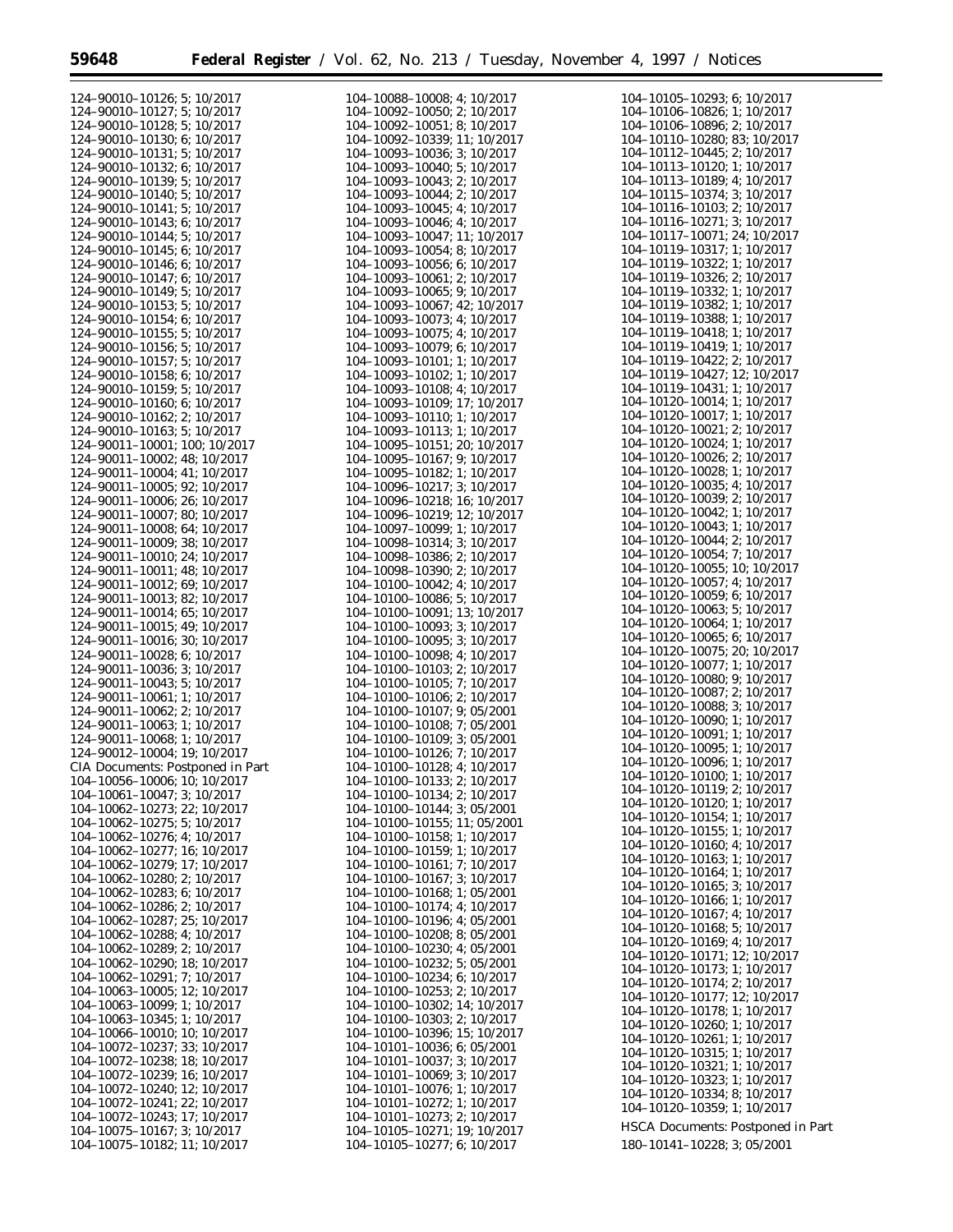124–90010–10126; 5; 10/2017
124–90010–10127; 5; 10/2017
124–90010–10128; 5; 10/2017
124–90010–10130; 6; 10/2017
124–90010–10131; 5; 10/2017
124–90010–10132; 6; 10/2017
124–90010–10139; 5; 10/2017
124–90010–10140; 5; 10/2017
124–90010–10141; 5; 10/2017
124–90010–10143; 6; 10/2017
124–90010–10144; 5; 10/2017
124–90010–10145; 6; 10/2017
124–90010–10146; 6; 10/2017
124–90010–10147; 6; 10/2017
124–90010–10149; 5; 10/2017
124–90010–10153; 5; 10/2017
124–90010–10154; 6; 10/2017
124–90010–10155; 5; 10/2017
124–90010–10156; 5; 10/2017
124–90010–10157; 5; 10/2017
124–90010–10158; 6; 10/2017
124–90010–10159; 5; 10/2017
124–90010–10160; 6; 10/2017
124–90010–10162; 2; 10/2017
124–90010–10163; 5; 10/2017
124–90011–10001; 100; 10/2017
124–90011–10002; 48; 10/2017
124–90011–10004; 41; 10/2017
124–90011–10005; 92; 10/2017
124–90011–10006; 26; 10/2017
124–90011–10007; 80; 10/2017
124–90011–10008; 64; 10/2017
124–90011–10009; 38; 10/2017
124–90011–10010; 24; 10/2017
124–90011–10011; 48; 10/2017
124–90011–10012; 69; 10/2017
124–90011–10013; 82; 10/2017
124–90011–10014; 65; 10/2017
124–90011–10015; 49; 10/2017
124–90011–10016; 30; 10/2017
124–90011–10028; 6; 10/2017
124–90011–10036; 3; 10/2017
124–90011–10043; 5; 10/2017
124–90011–10061; 1; 10/2017
124–90011–10062; 2; 10/2017
124–90011–10063; 1; 10/2017
124–90011–10068; 1; 10/2017
124–90012–10004; 19; 10/2017

CIA Documents: Postponed in Part

104–10056–10006; 10; 10/2017
104–10061–10047; 3; 10/2017
104–10062–10273; 22; 10/2017
104–10062–10275; 5; 10/2017
104–10062–10276; 4; 10/2017
104–10062–10277; 16; 10/2017
104–10062–10279; 17; 10/2017
104–10062–10280; 2; 10/2017
104–10062–10283; 6; 10/2017
104–10062–10286; 2; 10/2017
104–10062–10287; 25; 10/2017
104–10062–10288; 4; 10/2017
104–10062–10289; 2; 10/2017
104–10062–10290; 18; 10/2017
104–10062–10291; 7; 10/2017
104–10063–10005; 12; 10/2017
104–10063–10099; 1; 10/2017
104–10063–10345; 1; 10/2017
104–10066–10010; 10; 10/2017
104–10072–10237; 33; 10/2017
104–10072–10238; 18; 10/2017
104–10072–10239; 16; 10/2017
104–10072–10240; 12; 10/2017
104–10072–10241; 22; 10/2017
104–10072–10243; 17; 10/2017
104–10075–10167; 3; 10/2017
104–10075–10182; 11; 10/2017
104–10088–10008; 4; 10/2017
104–10092–10050; 2; 10/2017
104–10092–10051; 8; 10/2017
104–10092–10339; 11; 10/2017
104–10093–10036; 3; 10/2017
104–10093–10040; 5; 10/2017
104–10093–10043; 2; 10/2017
104–10093–10044; 2; 10/2017
104–10093–10045; 4; 10/2017
104–10093–10046; 4; 10/2017
104–10093–10047; 11; 10/2017
104–10093–10054; 8; 10/2017
104–10093–10056; 6; 10/2017
104–10093–10061; 2; 10/2017
104–10093–10065; 9; 10/2017
104–10093–10067; 42; 10/2017
104–10093–10073; 4; 10/2017
104–10093–10075; 4; 10/2017
104–10093–10079; 6; 10/2017
104–10093–10101; 1; 10/2017
104–10093–10102; 1; 10/2017
104–10093–10108; 4; 10/2017
104–10093–10109; 17; 10/2017
104–10093–10110; 1; 10/2017
104–10093–10113; 1; 10/2017
104–10095–10151; 20; 10/2017
104–10095–10167; 9; 10/2017
104–10095–10182; 1; 10/2017
104–10096–10217; 3; 10/2017
104–10096–10218; 16; 10/2017
104–10096–10219; 12; 10/2017
104–10097–10099; 1; 10/2017
104–10098–10314; 3; 10/2017
104–10098–10386; 2; 10/2017
104–10098–10390; 2; 10/2017
104–10100–10042; 4; 10/2017
104–10100–10086; 5; 10/2017
104–10100–10091; 13; 10/2017
104–10100–10093; 3; 10/2017
104–10100–10095; 3; 10/2017
104–10100–10098; 4; 10/2017
104–10100–10103; 2; 10/2017
104–10100–10105; 7; 10/2017
104–10100–10106; 2; 10/2017
104–10100–10107; 9; 05/2001
104–10100–10108; 7; 05/2001
104–10100–10109; 3; 05/2001
104–10100–10126; 7; 10/2017
104–10100–10128; 4; 10/2017
104–10100–10133; 2; 10/2017
104–10100–10134; 2; 10/2017
104–10100–10144; 3; 05/2001
104–10100–10155; 11; 05/2001
104–10100–10158; 1; 10/2017
104–10100–10159; 1; 10/2017
104–10100–10161; 7; 10/2017
104–10100–10167; 3; 10/2017
104–10100–10168; 1; 05/2001
104–10100–10174; 4; 10/2017
104–10100–10196; 4; 05/2001
104–10100–10208; 8; 05/2001
104–10100–10230; 4; 05/2001
104–10100–10232; 5; 05/2001
104–10100–10234; 6; 10/2017
104–10100–10253; 2; 10/2017
104–10100–10302; 14; 10/2017
104–10100–10303; 2; 10/2017
104–10100–10396; 15; 10/2017
104–10101–10036; 6; 05/2001
104–10101–10037; 3; 10/2017
104–10101–10069; 3; 10/2017
104–10101–10076; 1; 10/2017
104–10101–10272; 1; 10/2017
104–10101–10273; 2; 10/2017
104–10105–10271; 19; 10/2017
104–10105–10277; 6; 10/2017
104–10105–10293; 6; 10/2017
104–10106–10826; 1; 10/2017
104–10106–10896; 2; 10/2017
104–10110–10280; 83; 10/2017
104–10112–10445; 2; 10/2017
104–10113–10120; 1; 10/2017
104–10113–10189; 4; 10/2017
104–10115–10374; 3; 10/2017
104–10116–10103; 2; 10/2017
104–10116–10271; 3; 10/2017
104–10117–10071; 24; 10/2017
104–10119–10317; 1; 10/2017
104–10119–10322; 1; 10/2017
104–10119–10326; 2; 10/2017
104–10119–10332; 1; 10/2017
104–10119–10382; 1; 10/2017
104–10119–10388; 1; 10/2017
104–10119–10418; 1; 10/2017
104–10119–10419; 1; 10/2017
104–10119–10422; 2; 10/2017
104–10119–10427; 12; 10/2017
104–10119–10431; 1; 10/2017
104–10120–10014; 1; 10/2017
104–10120–10017; 1; 10/2017
104–10120–10021; 2; 10/2017
104–10120–10024; 1; 10/2017
104–10120–10026; 2; 10/2017
104–10120–10028; 1; 10/2017
104–10120–10035; 4; 10/2017
104–10120–10039; 2; 10/2017
104–10120–10042; 1; 10/2017
104–10120–10043; 1; 10/2017
104–10120–10044; 2; 10/2017
104–10120–10054; 7; 10/2017
104–10120–10055; 10; 10/2017
104–10120–10057; 4; 10/2017
104–10120–10059; 6; 10/2017
104–10120–10063; 5; 10/2017
104–10120–10064; 1; 10/2017
104–10120–10065; 6; 10/2017
104–10120–10075; 20; 10/2017
104–10120–10077; 1; 10/2017
104–10120–10080; 9; 10/2017
104–10120–10087; 2; 10/2017
104–10120–10088; 3; 10/2017
104–10120–10090; 1; 10/2017
104–10120–10091; 1; 10/2017
104–10120–10095; 1; 10/2017
104–10120–10096; 1; 10/2017
104–10120–10100; 1; 10/2017
104–10120–10119; 2; 10/2017
104–10120–10120; 1; 10/2017
104–10120–10154; 1; 10/2017
104–10120–10155; 1; 10/2017
104–10120–10160; 4; 10/2017
104–10120–10163; 1; 10/2017
104–10120–10164; 1; 10/2017
104–10120–10165; 3; 10/2017
104–10120–10166; 1; 10/2017
104–10120–10167; 4; 10/2017
104–10120–10168; 5; 10/2017
104–10120–10169; 4; 10/2017
104–10120–10171; 12; 10/2017
104–10120–10173; 1; 10/2017
104–10120–10174; 2; 10/2017
104–10120–10177; 12; 10/2017
104–10120–10178; 1; 10/2017
104–10120–10260; 1; 10/2017
104–10120–10261; 1; 10/2017
104–10120–10315; 1; 10/2017
104–10120–10321; 1; 10/2017
104–10120–10323; 1; 10/2017
104–10120–10334; 8; 10/2017
104–10120–10359; 1; 10/2017

HSCA Documents: Postponed in Part

180–10141–10228; 3; 05/2001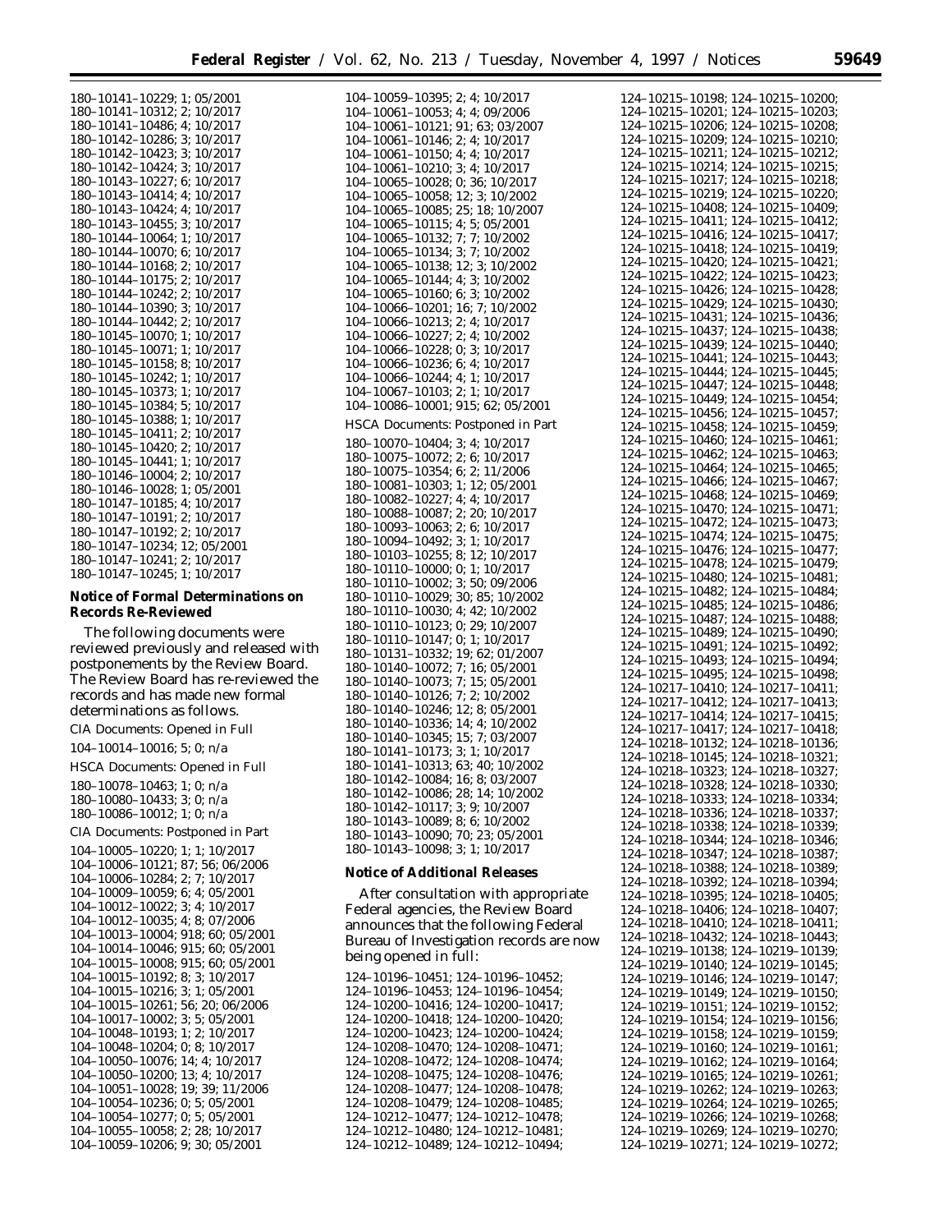180–10141–10229; 1; 05/2001
180–10141–10312; 2; 10/2017
180–10141–10486; 4; 10/2017
180–10142–10286; 3; 10/2017
180–10142–10423; 3; 10/2017
180–10142–10424; 3; 10/2017
180–10143–10227; 6; 10/2017
180–10143–10414; 4; 10/2017
180–10143–10424; 4; 10/2017
180–10143–10455; 3; 10/2017
180–10144–10064; 1; 10/2017
180–10144–10070; 6; 10/2017
180–10144–10168; 2; 10/2017
180–10144–10175; 2; 10/2017
180–10144–10242; 2; 10/2017
180–10144–10390; 3; 10/2017
180–10144–10442; 2; 10/2017
180–10145–10070; 1; 10/2017
180–10145–10071; 1; 10/2017
180–10145–10158; 8; 10/2017
180–10145–10242; 1; 10/2017
180–10145–10373; 1; 10/2017
180–10145–10384; 5; 10/2017
180–10145–10388; 1; 10/2017
180–10145–10411; 2; 10/2017
180–10145–10420; 2; 10/2017
180–10145–10441; 1; 10/2017
180–10146–10004; 2; 10/2017
180–10146–10028; 1; 05/2001
180–10147–10185; 4; 10/2017
180–10147–10191; 2; 10/2017
180–10147–10192; 2; 10/2017
180–10147–10234; 12; 05/2001
180–10147–10241; 2; 10/2017
180–10147–10245; 1; 10/2017

**Notice of Formal Determinations on Records Re-Reviewed**

The following documents were reviewed previously and released with postponements by the Review Board. The Review Board has re-reviewed the records and has made new formal determinations as follows.

CIA Documents: Opened in Full

104–10014–10016; 5; 0; n/a

HSCA Documents: Opened in Full

180–10078–10463; 1; 0; n/a
180–10080–10433; 3; 0; n/a
180–10086–10012; 1; 0; n/a

CIA Documents: Postponed in Part

104–10005–10220; 1; 1; 10/2017
104–10006–10121; 87; 56; 06/2006
104–10006–10284; 2; 7; 10/2017
104–10009–10059; 6; 4; 05/2001
104–10012–10022; 3; 4; 10/2017
104–10012–10035; 4; 8; 07/2006
104–10013–10004; 918; 60; 05/2001
104–10014–10046; 915; 60; 05/2001
104–10015–10008; 915; 60; 05/2001
104–10015–10192; 8; 3; 10/2017
104–10015–10216; 3; 1; 05/2001
104–10015–10261; 56; 20; 06/2006
104–10017–10002; 3; 5; 05/2001
104–10048–10193; 1; 2; 10/2017
104–10048–10204; 0; 8; 10/2017
104–10050–10076; 14; 4; 10/2017
104–10050–10200; 13; 4; 10/2017
104–10051–10028; 19; 39; 11/2006
104–10054–10236; 0; 5; 05/2001
104–10054–10277; 0; 5; 05/2001
104–10055–10058; 2; 28; 10/2017
104–10059–10206; 9; 30; 05/2001
104–10059–10395; 2; 4; 10/2017
104–10061–10053; 4; 4; 09/2006
104–10061–10121; 91; 63; 03/2007
104–10061–10146; 2; 4; 10/2017
104–10061–10150; 4; 4; 10/2017
104–10061–10210; 3; 4; 10/2017
104–10065–10028; 0; 36; 10/2017
104–10065–10058; 12; 3; 10/2002
104–10065–10085; 25; 18; 10/2007
104–10065–10115; 4; 5; 05/2001
104–10065–10132; 7; 7; 10/2002
104–10065–10134; 3; 7; 10/2002
104–10065–10138; 12; 3; 10/2002
104–10065–10144; 4; 3; 10/2002
104–10065–10160; 6; 3; 10/2002
104–10066–10201; 16; 7; 10/2002
104–10066–10213; 2; 4; 10/2017
104–10066–10227; 2; 4; 10/2002
104–10066–10228; 0; 3; 10/2017
104–10066–10236; 6; 4; 10/2017
104–10066–10244; 4; 1; 10/2017
104–10067–10103; 2; 1; 10/2017
104–10086–10001; 915; 62; 05/2001

HSCA Documents: Postponed in Part

180–10070–10404; 3; 4; 10/2017
180–10075–10072; 2; 6; 10/2017
180–10075–10354; 6; 2; 11/2006
180–10081–10303; 1; 12; 05/2001
180–10082–10227; 4; 4; 10/2017
180–10088–10087; 2; 20; 10/2017
180–10093–10063; 2; 6; 10/2017
180–10094–10492; 3; 1; 10/2017
180–10103–10255; 8; 12; 10/2017
180–10110–10000; 0; 1; 10/2017
180–10110–10002; 3; 50; 09/2006
180–10110–10029; 30; 85; 10/2002
180–10110–10030; 4; 42; 10/2002
180–10110–10123; 0; 29; 10/2007
180–10110–10147; 0; 1; 10/2017
180–10131–10332; 19; 62; 01/2007
180–10140–10072; 7; 16; 05/2001
180–10140–10073; 7; 15; 05/2001
180–10140–10126; 7; 2; 10/2002
180–10140–10246; 12; 8; 05/2001
180–10140–10336; 14; 4; 10/2002
180–10140–10345; 15; 7; 03/2007
180–10141–10173; 3; 1; 10/2017
180–10141–10313; 63; 40; 10/2002
180–10142–10084; 16; 8; 03/2007
180–10142–10086; 28; 14; 10/2002
180–10142–10117; 3; 9; 10/2007
180–10143–10089; 8; 6; 10/2002
180–10143–10090; 70; 23; 05/2001
180–10143–10098; 3; 1; 10/2017

**Notice of Additional Releases**

After consultation with appropriate Federal agencies, the Review Board announces that the following Federal Bureau of Investigation records are now being opened in full:

124–10196–10451; 124–10196–10452; 124–10196–10453; 124–10196–10454; 124–10200–10416; 124–10200–10417; 124–10200–10418; 124–10200–10420; 124–10200–10423; 124–10200–10424; 124–10208–10470; 124–10208–10471; 124–10208–10472; 124–10208–10474; 124–10208–10475; 124–10208–10476; 124–10208–10477; 124–10208–10478; 124–10208–10479; 124–10208–10485; 124–10212–10477; 124–10212–10478; 124–10212–10480; 124–10212–10481; 124–10212–10489; 124–10212–10494; 124–10215–10198; 124–10215–10200; 124–10215–10201; 124–10215–10203; 124–10215–10206; 124–10215–10208; 124–10215–10209; 124–10215–10210; 124–10215–10211; 124–10215–10212; 124–10215–10214; 124–10215–10215; 124–10215–10217; 124–10215–10218; 124–10215–10219; 124–10215–10220; 124–10215–10408; 124–10215–10409; 124–10215–10411; 124–10215–10412; 124–10215–10416; 124–10215–10417; 124–10215–10418; 124–10215–10419; 124–10215–10420; 124–10215–10421; 124–10215–10422; 124–10215–10423; 124–10215–10426; 124–10215–10428; 124–10215–10429; 124–10215–10430; 124–10215–10431; 124–10215–10436; 124–10215–10437; 124–10215–10438; 124–10215–10439; 124–10215–10440; 124–10215–10441; 124–10215–10443; 124–10215–10444; 124–10215–10445; 124–10215–10447; 124–10215–10448; 124–10215–10449; 124–10215–10454; 124–10215–10456; 124–10215–10457; 124–10215–10458; 124–10215–10459; 124–10215–10460; 124–10215–10461; 124–10215–10462; 124–10215–10463; 124–10215–10464; 124–10215–10465; 124–10215–10466; 124–10215–10467; 124–10215–10468; 124–10215–10469; 124–10215–10470; 124–10215–10471; 124–10215–10472; 124–10215–10473; 124–10215–10474; 124–10215–10475; 124–10215–10476; 124–10215–10477; 124–10215–10478; 124–10215–10479; 124–10215–10480; 124–10215–10481; 124–10215–10482; 124–10215–10484; 124–10215–10485; 124–10215–10486; 124–10215–10487; 124–10215–10488; 124–10215–10489; 124–10215–10490; 124–10215–10491; 124–10215–10492; 124–10215–10493; 124–10215–10494; 124–10215–10495; 124–10215–10498; 124–10217–10410; 124–10217–10411; 124–10217–10412; 124–10217–10413; 124–10217–10414; 124–10217–10415; 124–10217–10417; 124–10217–10418; 124–10218–10132; 124–10218–10136; 124–10218–10145; 124–10218–10321; 124–10218–10323; 124–10218–10327; 124–10218–10328; 124–10218–10330; 124–10218–10333; 124–10218–10334; 124–10218–10336; 124–10218–10337; 124–10218–10338; 124–10218–10339; 124–10218–10344; 124–10218–10346; 124–10218–10347; 124–10218–10387; 124–10218–10388; 124–10218–10389; 124–10218–10392; 124–10218–10394; 124–10218–10395; 124–10218–10405; 124–10218–10406; 124–10218–10407; 124–10218–10410; 124–10218–10411; 124–10218–10432; 124–10218–10443; 124–10219–10138; 124–10219–10139; 124–10219–10140; 124–10219–10145; 124–10219–10146; 124–10219–10147; 124–10219–10149; 124–10219–10150; 124–10219–10151; 124–10219–10152; 124–10219–10154; 124–10219–10156; 124–10219–10158; 124–10219–10159; 124–10219–10160; 124–10219–10161; 124–10219–10162; 124–10219–10164; 124–10219–10165; 124–10219–10261; 124–10219–10262; 124–10219–10263; 124–10219–10264; 124–10219–10265; 124–10219–10266; 124–10219–10268; 124–10219–10269; 124–10219–10270; 124–10219–10271; 124–10219–10272;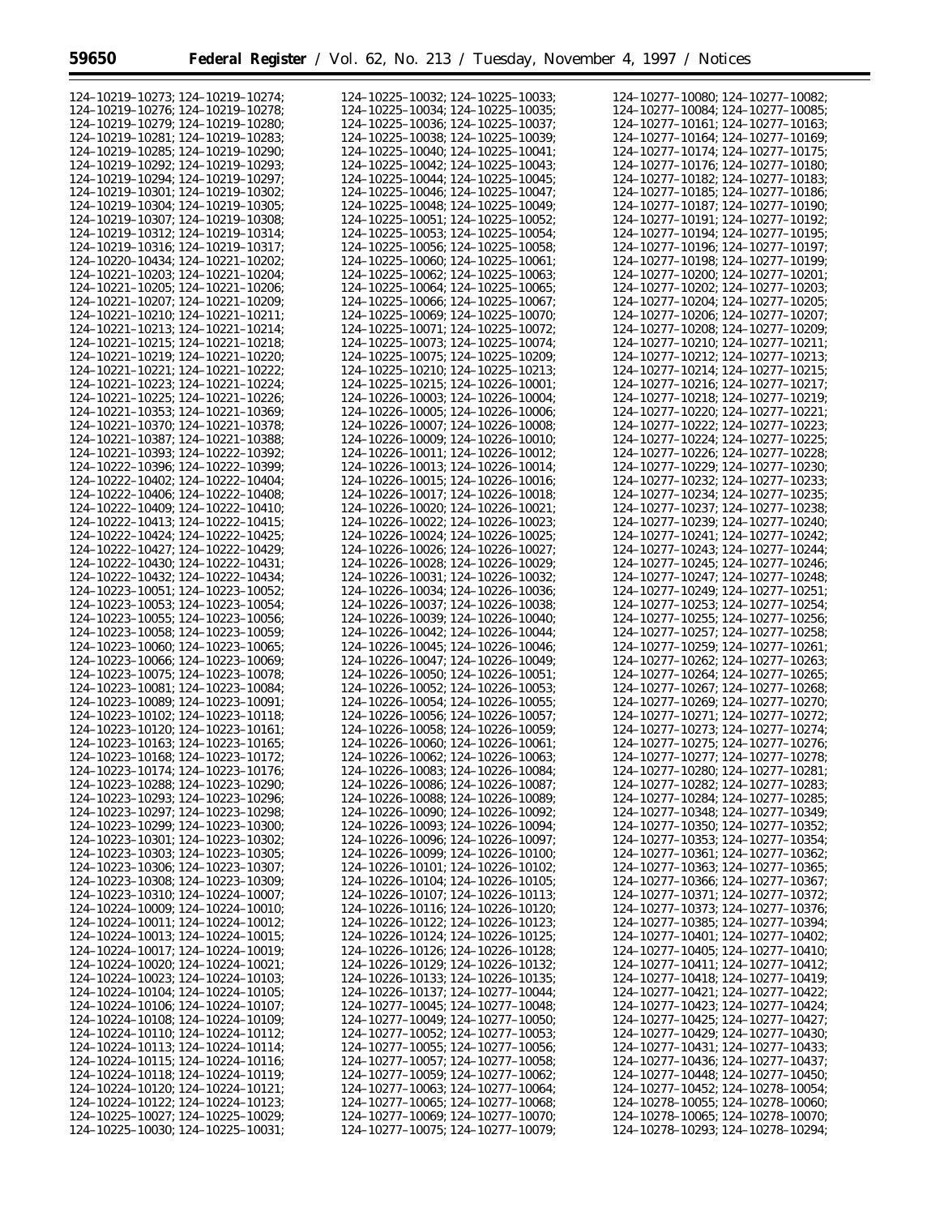124–10219–10273; 124–10219–10274;
124–10219–10276; 124–10219–10278;
124–10219–10279; 124–10219–10280;
124–10219–10281; 124–10219–10283;
124–10219–10285; 124–10219–10290;
124–10219–10292; 124–10219–10293;
124–10219–10294; 124–10219–10297;
124–10219–10301; 124–10219–10302;
124–10219–10304; 124–10219–10305;
124–10219–10307; 124–10219–10308;
124–10219–10312; 124–10219–10314;
124–10219–10316; 124–10219–10317;
124–10220–10434; 124–10221–10202;
124–10221–10203; 124–10221–10204;
124–10221–10205; 124–10221–10206;
124–10221–10207; 124–10221–10209;
124–10221–10210; 124–10221–10211;
124–10221–10213; 124–10221–10214;
124–10221–10215; 124–10221–10218;
124–10221–10219; 124–10221–10220;
124–10221–10221; 124–10221–10222;
124–10221–10223; 124–10221–10224;
124–10221–10225; 124–10221–10226;
124–10221–10353; 124–10221–10369;
124–10221–10370; 124–10221–10378;
124–10221–10387; 124–10221–10388;
124–10221–10393; 124–10222–10392;
124–10222–10396; 124–10222–10399;
124–10222–10402; 124–10222–10404;
124–10222–10406; 124–10222–10408;
124–10222–10409; 124–10222–10410;
124–10222–10413; 124–10222–10415;
124–10222–10424; 124–10222–10425;
124–10222–10427; 124–10222–10429;
124–10222–10430; 124–10222–10431;
124–10222–10432; 124–10222–10434;
124–10223–10051; 124–10223–10052;
124–10223–10053; 124–10223–10054;
124–10223–10055; 124–10223–10056;
124–10223–10058; 124–10223–10059;
124–10223–10060; 124–10223–10065;
124–10223–10066; 124–10223–10069;
124–10223–10075; 124–10223–10078;
124–10223–10081; 124–10223–10084;
124–10223–10089; 124–10223–10091;
124–10223–10102; 124–10223–10118;
124–10223–10120; 124–10223–10161;
124–10223–10163; 124–10223–10165;
124–10223–10168; 124–10223–10172;
124–10223–10174; 124–10223–10176;
124–10223–10288; 124–10223–10290;
124–10223–10293; 124–10223–10296;
124–10223–10297; 124–10223–10298;
124–10223–10299; 124–10223–10300;
124–10223–10301; 124–10223–10302;
124–10223–10303; 124–10223–10305;
124–10223–10306; 124–10223–10307;
124–10223–10308; 124–10223–10309;
124–10223–10310; 124–10224–10007;
124–10224–10009; 124–10224–10010;
124–10224–10011; 124–10224–10012;
124–10224–10013; 124–10224–10015;
124–10224–10017; 124–10224–10019;
124–10224–10020; 124–10224–10021;
124–10224–10023; 124–10224–10103;
124–10224–10104; 124–10224–10105;
124–10224–10106; 124–10224–10107;
124–10224–10108; 124–10224–10109;
124–10224–10110; 124–10224–10112;
124–10224–10113; 124–10224–10114;
124–10224–10115; 124–10224–10116;
124–10224–10118; 124–10224–10119;
124–10224–10120; 124–10224–10121;
124–10224–10122; 124–10224–10123;
124–10225–10027; 124–10225–10029;
124–10225–10030; 124–10225–10031;
124–10225–10032; 124–10225–10033;
124–10225–10034; 124–10225–10035;
124–10225–10036; 124–10225–10037;
124–10225–10038; 124–10225–10039;
124–10225–10040; 124–10225–10041;
124–10225–10042; 124–10225–10043;
124–10225–10044; 124–10225–10045;
124–10225–10046; 124–10225–10047;
124–10225–10048; 124–10225–10049;
124–10225–10051; 124–10225–10052;
124–10225–10053; 124–10225–10054;
124–10225–10056; 124–10225–10058;
124–10225–10060; 124–10225–10061;
124–10225–10062; 124–10225–10063;
124–10225–10064; 124–10225–10065;
124–10225–10066; 124–10225–10067;
124–10225–10069; 124–10225–10070;
124–10225–10071; 124–10225–10072;
124–10225–10073; 124–10225–10074;
124–10225–10075; 124–10225–10209;
124–10225–10210; 124–10225–10213;
124–10225–10215; 124–10226–10001;
124–10226–10003; 124–10226–10004;
124–10226–10005; 124–10226–10006;
124–10226–10007; 124–10226–10008;
124–10226–10009; 124–10226–10010;
124–10226–10011; 124–10226–10012;
124–10226–10013; 124–10226–10014;
124–10226–10015; 124–10226–10016;
124–10226–10017; 124–10226–10018;
124–10226–10020; 124–10226–10021;
124–10226–10022; 124–10226–10023;
124–10226–10024; 124–10226–10025;
124–10226–10026; 124–10226–10027;
124–10226–10028; 124–10226–10029;
124–10226–10031; 124–10226–10032;
124–10226–10034; 124–10226–10036;
124–10226–10037; 124–10226–10038;
124–10226–10039; 124–10226–10040;
124–10226–10042; 124–10226–10044;
124–10226–10045; 124–10226–10046;
124–10226–10047; 124–10226–10049;
124–10226–10050; 124–10226–10051;
124–10226–10052; 124–10226–10053;
124–10226–10054; 124–10226–10055;
124–10226–10056; 124–10226–10057;
124–10226–10058; 124–10226–10059;
124–10226–10060; 124–10226–10061;
124–10226–10062; 124–10226–10063;
124–10226–10083; 124–10226–10084;
124–10226–10086; 124–10226–10087;
124–10226–10088; 124–10226–10089;
124–10226–10090; 124–10226–10092;
124–10226–10093; 124–10226–10094;
124–10226–10096; 124–10226–10097;
124–10226–10099; 124–10226–10100;
124–10226–10101; 124–10226–10102;
124–10226–10104; 124–10226–10105;
124–10226–10107; 124–10226–10113;
124–10226–10116; 124–10226–10120;
124–10226–10122; 124–10226–10123;
124–10226–10124; 124–10226–10125;
124–10226–10126; 124–10226–10128;
124–10226–10129; 124–10226–10132;
124–10226–10133; 124–10226–10135;
124–10226–10137; 124–10277–10044;
124–10277–10045; 124–10277–10048;
124–10277–10049; 124–10277–10050;
124–10277–10052; 124–10277–10053;
124–10277–10055; 124–10277–10056;
124–10277–10057; 124–10277–10058;
124–10277–10059; 124–10277–10062;
124–10277–10063; 124–10277–10064;
124–10277–10065; 124–10277–10068;
124–10277–10069; 124–10277–10070;
124–10277–10075; 124–10277–10079;
124–10277–10080; 124–10277–10082;
124–10277–10084; 124–10277–10085;
124–10277–10161; 124–10277–10163;
124–10277–10164; 124–10277–10169;
124–10277–10174; 124–10277–10175;
124–10277–10176; 124–10277–10180;
124–10277–10182; 124–10277–10183;
124–10277–10185; 124–10277–10186;
124–10277–10187; 124–10277–10190;
124–10277–10191; 124–10277–10192;
124–10277–10194; 124–10277–10195;
124–10277–10196; 124–10277–10197;
124–10277–10198; 124–10277–10199;
124–10277–10200; 124–10277–10201;
124–10277–10202; 124–10277–10203;
124–10277–10204; 124–10277–10205;
124–10277–10206; 124–10277–10207;
124–10277–10208; 124–10277–10209;
124–10277–10210; 124–10277–10211;
124–10277–10212; 124–10277–10213;
124–10277–10214; 124–10277–10215;
124–10277–10216; 124–10277–10217;
124–10277–10218; 124–10277–10219;
124–10277–10220; 124–10277–10221;
124–10277–10222; 124–10277–10223;
124–10277–10224; 124–10277–10225;
124–10277–10226; 124–10277–10228;
124–10277–10229; 124–10277–10230;
124–10277–10232; 124–10277–10233;
124–10277–10234; 124–10277–10235;
124–10277–10237; 124–10277–10238;
124–10277–10239; 124–10277–10240;
124–10277–10241; 124–10277–10242;
124–10277–10243; 124–10277–10244;
124–10277–10245; 124–10277–10246;
124–10277–10247; 124–10277–10248;
124–10277–10249; 124–10277–10251;
124–10277–10253; 124–10277–10254;
124–10277–10255; 124–10277–10256;
124–10277–10257; 124–10277–10258;
124–10277–10259; 124–10277–10261;
124–10277–10262; 124–10277–10263;
124–10277–10264; 124–10277–10265;
124–10277–10267; 124–10277–10268;
124–10277–10269; 124–10277–10270;
124–10277–10271; 124–10277–10272;
124–10277–10273; 124–10277–10274;
124–10277–10275; 124–10277–10276;
124–10277–10277; 124–10277–10278;
124–10277–10280; 124–10277–10281;
124–10277–10282; 124–10277–10283;
124–10277–10284; 124–10277–10285;
124–10277–10348; 124–10277–10349;
124–10277–10350; 124–10277–10352;
124–10277–10353; 124–10277–10354;
124–10277–10361; 124–10277–10362;
124–10277–10363; 124–10277–10365;
124–10277–10366; 124–10277–10367;
124–10277–10371; 124–10277–10372;
124–10277–10373; 124–10277–10376;
124–10277–10385; 124–10277–10394;
124–10277–10401; 124–10277–10402;
124–10277–10405; 124–10277–10410;
124–10277–10411; 124–10277–10412;
124–10277–10418; 124–10277–10419;
124–10277–10421; 124–10277–10422;
124–10277–10423; 124–10277–10424;
124–10277–10425; 124–10277–10427;
124–10277–10429; 124–10277–10430;
124–10277–10431; 124–10277–10433;
124–10277–10436; 124–10277–10437;
124–10277–10448; 124–10277–10450;
124–10277–10452; 124–10278–10054;
124–10278–10055; 124–10278–10060;
124–10278–10065; 124–10278–10070;
124–10278–10293; 124–10278–10294;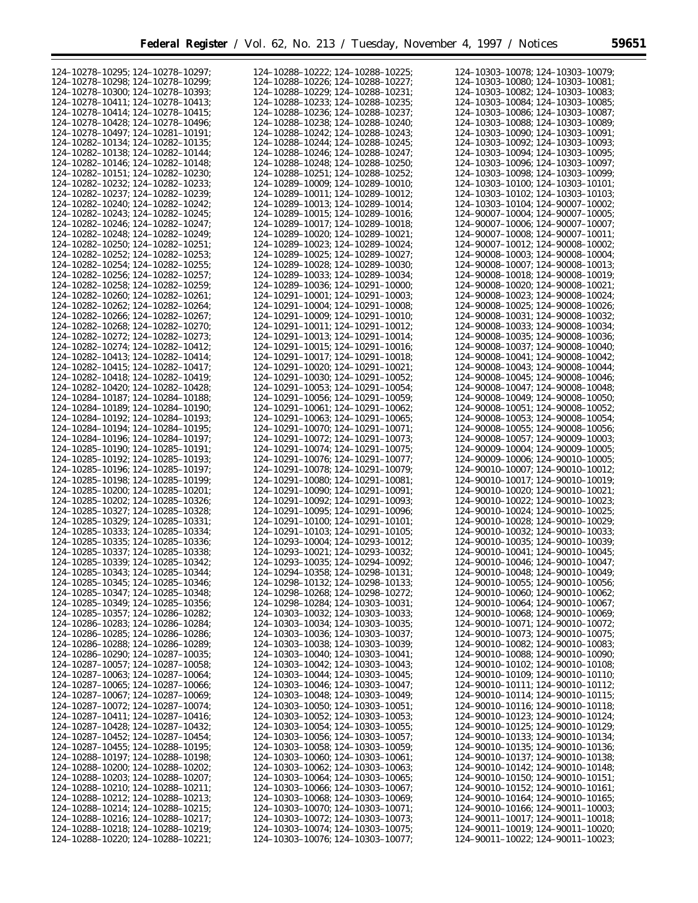124–10278–10295; 124–10278–10297;
124–10278–10298; 124–10278–10299;
124–10278–10300; 124–10278–10393;
124–10278–10411; 124–10278–10413;
124–10278–10414; 124–10278–10415;
124–10278–10428; 124–10278–10496;
124–10278–10497; 124–10281–10191;
124–10282–10134; 124–10282–10135;
124–10282–10138; 124–10282–10144;
124–10282–10146; 124–10282–10148;
124–10282–10151; 124–10282–10230;
124–10282–10232; 124–10282–10233;
124–10282–10237; 124–10282–10239;
124–10282–10240; 124–10282–10242;
124–10282–10243; 124–10282–10245;
124–10282–10246; 124–10282–10247;
124–10282–10248; 124–10282–10249;
124–10282–10250; 124–10282–10251;
124–10282–10252; 124–10282–10253;
124–10282–10254; 124–10282–10255;
124–10282–10256; 124–10282–10257;
124–10282–10258; 124–10282–10259;
124–10282–10260; 124–10282–10261;
124–10282–10262; 124–10282–10264;
124–10282–10266; 124–10282–10267;
124–10282–10268; 124–10282–10270;
124–10282–10272; 124–10282–10273;
124–10282–10274; 124–10282–10412;
124–10282–10413; 124–10282–10414;
124–10282–10415; 124–10282–10417;
124–10282–10418; 124–10282–10419;
124–10282–10420; 124–10282–10428;
124–10284–10187; 124–10284–10188;
124–10284–10189; 124–10284–10190;
124–10284–10192; 124–10284–10193;
124–10284–10194; 124–10284–10195;
124–10284–10196; 124–10284–10197;
124–10285–10190; 124–10285–10191;
124–10285–10192; 124–10285–10193;
124–10285–10196; 124–10285–10197;
124–10285–10198; 124–10285–10199;
124–10285–10200; 124–10285–10201;
124–10285–10202; 124–10285–10326;
124–10285–10327; 124–10285–10328;
124–10285–10329; 124–10285–10331;
124–10285–10333; 124–10285–10334;
124–10285–10335; 124–10285–10336;
124–10285–10337; 124–10285–10338;
124–10285–10339; 124–10285–10342;
124–10285–10343; 124–10285–10344;
124–10285–10345; 124–10285–10346;
124–10285–10347; 124–10285–10348;
124–10285–10349; 124–10285–10356;
124–10285–10357; 124–10286–10282;
124–10286–10283; 124–10286–10284;
124–10286–10285; 124–10286–10286;
124–10286–10288; 124–10286–10289;
124–10286–10290; 124–10287–10035;
124–10287–10057; 124–10287–10058;
124–10287–10063; 124–10287–10064;
124–10287–10065; 124–10287–10066;
124–10287–10067; 124–10287–10069;
124–10287–10072; 124–10287–10074;
124–10287–10411; 124–10287–10416;
124–10287–10428; 124–10287–10432;
124–10287–10452; 124–10287–10454;
124–10287–10455; 124–10288–10195;
124–10288–10197; 124–10288–10198;
124–10288–10200; 124–10288–10202;
124–10288–10203; 124–10288–10207;
124–10288–10210; 124–10288–10211;
124–10288–10212; 124–10288–10213;
124–10288–10214; 124–10288–10215;
124–10288–10216; 124–10288–10217;
124–10288–10218; 124–10288–10219;
124–10288–10220; 124–10288–10221;
124–10288–10222; 124–10288–10225;
124–10288–10226; 124–10288–10227;
124–10288–10229; 124–10288–10231;
124–10288–10233; 124–10288–10235;
124–10288–10236; 124–10288–10237;
124–10288–10238; 124–10288–10240;
124–10288–10242; 124–10288–10243;
124–10288–10244; 124–10288–10245;
124–10288–10246; 124–10288–10247;
124–10288–10248; 124–10288–10250;
124–10288–10251; 124–10288–10252;
124–10289–10009; 124–10289–10010;
124–10289–10011; 124–10289–10012;
124–10289–10013; 124–10289–10014;
124–10289–10015; 124–10289–10016;
124–10289–10017; 124–10289–10018;
124–10289–10020; 124–10289–10021;
124–10289–10023; 124–10289–10024;
124–10289–10025; 124–10289–10027;
124–10289–10028; 124–10289–10030;
124–10289–10033; 124–10289–10034;
124–10289–10036; 124–10291–10000;
124–10291–10001; 124–10291–10003;
124–10291–10004; 124–10291–10008;
124–10291–10009; 124–10291–10010;
124–10291–10011; 124–10291–10012;
124–10291–10013; 124–10291–10014;
124–10291–10015; 124–10291–10016;
124–10291–10017; 124–10291–10018;
124–10291–10020; 124–10291–10021;
124–10291–10030; 124–10291–10052;
124–10291–10053; 124–10291–10054;
124–10291–10056; 124–10291–10059;
124–10291–10061; 124–10291–10062;
124–10291–10063; 124–10291–10065;
124–10291–10070; 124–10291–10071;
124–10291–10072; 124–10291–10073;
124–10291–10074; 124–10291–10075;
124–10291–10076; 124–10291–10077;
124–10291–10078; 124–10291–10079;
124–10291–10080; 124–10291–10081;
124–10291–10090; 124–10291–10091;
124–10291–10092; 124–10291–10093;
124–10291–10095; 124–10291–10096;
124–10291–10100; 124–10291–10101;
124–10291–10103; 124–10291–10105;
124–10293–10004; 124–10293–10012;
124–10293–10021; 124–10293–10032;
124–10293–10035; 124–10294–10092;
124–10294–10358; 124–10298–10131;
124–10298–10132; 124–10298–10133;
124–10298–10268; 124–10298–10272;
124–10298–10284; 124–10303–10031;
124–10303–10032; 124–10303–10033;
124–10303–10034; 124–10303–10035;
124–10303–10036; 124–10303–10037;
124–10303–10038; 124–10303–10039;
124–10303–10040; 124–10303–10041;
124–10303–10042; 124–10303–10043;
124–10303–10044; 124–10303–10045;
124–10303–10046; 124–10303–10047;
124–10303–10048; 124–10303–10049;
124–10303–10050; 124–10303–10051;
124–10303–10052; 124–10303–10053;
124–10303–10054; 124–10303–10055;
124–10303–10056; 124–10303–10057;
124–10303–10058; 124–10303–10059;
124–10303–10060; 124–10303–10061;
124–10303–10062; 124–10303–10063;
124–10303–10064; 124–10303–10065;
124–10303–10066; 124–10303–10067;
124–10303–10068; 124–10303–10069;
124–10303–10070; 124–10303–10071;
124–10303–10072; 124–10303–10073;
124–10303–10074; 124–10303–10075;
124–10303–10076; 124–10303–10077;
124–10303–10078; 124–10303–10079;
124–10303–10080; 124–10303–10081;
124–10303–10082; 124–10303–10083;
124–10303–10084; 124–10303–10085;
124–10303–10086; 124–10303–10087;
124–10303–10088; 124–10303–10089;
124–10303–10090; 124–10303–10091;
124–10303–10092; 124–10303–10093;
124–10303–10094; 124–10303–10095;
124–10303–10096; 124–10303–10097;
124–10303–10098; 124–10303–10099;
124–10303–10100; 124–10303–10101;
124–10303–10102; 124–10303–10103;
124–10303–10104; 124–90007–10002;
124–90007–10004; 124–90007–10005;
124–90007–10006; 124–90007–10007;
124–90007–10008; 124–90007–10011;
124–90007–10012; 124–90008–10002;
124–90008–10003; 124–90008–10004;
124–90008–10007; 124–90008–10013;
124–90008–10018; 124–90008–10019;
124–90008–10020; 124–90008–10021;
124–90008–10023; 124–90008–10024;
124–90008–10025; 124–90008–10026;
124–90008–10031; 124–90008–10032;
124–90008–10033; 124–90008–10034;
124–90008–10035; 124–90008–10036;
124–90008–10037; 124–90008–10040;
124–90008–10041; 124–90008–10042;
124–90008–10043; 124–90008–10044;
124–90008–10045; 124–90008–10046;
124–90008–10047; 124–90008–10048;
124–90008–10049; 124–90008–10050;
124–90008–10051; 124–90008–10052;
124–90008–10053; 124–90008–10054;
124–90008–10055; 124–90008–10056;
124–90008–10057; 124–90009–10003;
124–90009–10004; 124–90009–10005;
124–90009–10006; 124–90010–10005;
124–90010–10007; 124–90010–10012;
124–90010–10017; 124–90010–10019;
124–90010–10020; 124–90010–10021;
124–90010–10022; 124–90010–10023;
124–90010–10024; 124–90010–10025;
124–90010–10028; 124–90010–10029;
124–90010–10032; 124–90010–10033;
124–90010–10035; 124–90010–10039;
124–90010–10041; 124–90010–10045;
124–90010–10046; 124–90010–10047;
124–90010–10048; 124–90010–10049;
124–90010–10055; 124–90010–10056;
124–90010–10060; 124–90010–10062;
124–90010–10064; 124–90010–10067;
124–90010–10068; 124–90010–10069;
124–90010–10071; 124–90010–10072;
124–90010–10073; 124–90010–10075;
124–90010–10082; 124–90010–10083;
124–90010–10088; 124–90010–10090;
124–90010–10102; 124–90010–10108;
124–90010–10109; 124–90010–10110;
124–90010–10111; 124–90010–10112;
124–90010–10114; 124–90010–10115;
124–90010–10116; 124–90010–10118;
124–90010–10123; 124–90010–10124;
124–90010–10125; 124–90010–10129;
124–90010–10133; 124–90010–10134;
124–90010–10135; 124–90010–10136;
124–90010–10137; 124–90010–10138;
124–90010–10142; 124–90010–10148;
124–90010–10150; 124–90010–10151;
124–90010–10152; 124–90010–10161;
124–90010–10164; 124–90010–10165;
124–90010–10166; 124–90011–10003;
124–90011–10017; 124–90011–10018;
124–90011–10019; 124–90011–10020;
124–90011–10022; 124–90011–10023;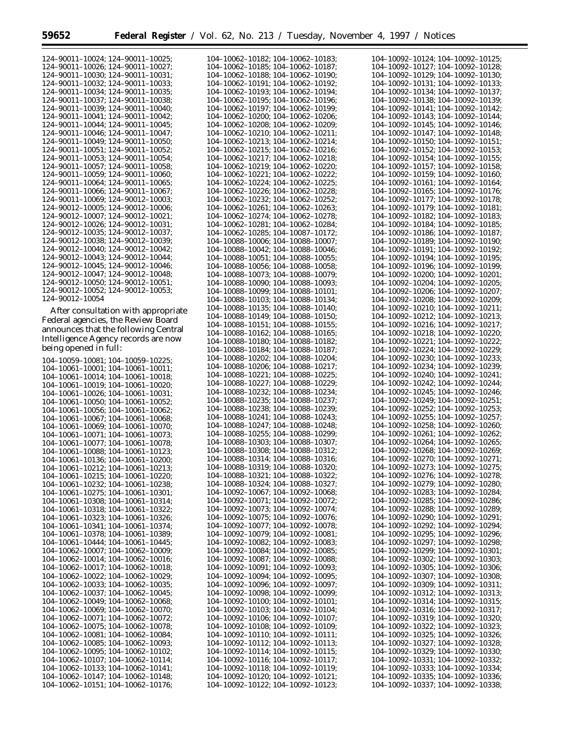124–90011–10024; 124–90011–10025;
124–90011–10026; 124–90011–10027;
124–90011–10030; 124–90011–10031;
124–90011–10032; 124–90011–10033;
124–90011–10034; 124–90011–10035;
124–90011–10037; 124–90011–10038;
124–90011–10039; 124–90011–10040;
124–90011–10041; 124–90011–10042;
124–90011–10044; 124–90011–10045;
124–90011–10046; 124–90011–10047;
124–90011–10049; 124–90011–10050;
124–90011–10051; 124–90011–10052;
124–90011–10053; 124–90011–10054;
124–90011–10057; 124–90011–10058;
124–90011–10059; 124–90011–10060;
124–90011–10064; 124–90011–10065;
124–90011–10066; 124–90011–10067;
124–90011–10069; 124–90012–10003;
124–90012–10005; 124–90012–10006;
124–90012–10007; 124–90012–10021;
124–90012–10026; 124–90012–10031;
124–90012–10035; 124–90012–10037;
124–90012–10038; 124–90012–10039;
124–90012–10040; 124–90012–10042;
124–90012–10043; 124–90012–10044;
124–90012–10045; 124–90012–10046;
124–90012–10047; 124–90012–10048;
124–90012–10050; 124–90012–10051;
124–90012–10052; 124–90012–10053;
124–90012–10054

After consultation with appropriate Federal agencies, the Review Board announces that the following Central Intelligence Agency records are now being opened in full:

104–10059–10081; 104–10059–10225;
104–10061–10001; 104–10061–10011;
104–10061–10014; 104–10061–10018;
104–10061–10019; 104–10061–10020;
104–10061–10026; 104–10061–10031;
104–10061–10050; 104–10061–10052;
104–10061–10056; 104–10061–10062;
104–10061–10067; 104–10061–10068;
104–10061–10069; 104–10061–10070;
104–10061–10071; 104–10061–10073;
104–10061–10077; 104–10061–10078;
104–10061–10088; 104–10061–10123;
104–10061–10136; 104–10061–10200;
104–10061–10212; 104–10061–10213;
104–10061–10215; 104–10061–10220;
104–10061–10232; 104–10061–10238;
104–10061–10275; 104–10061–10301;
104–10061–10308; 104–10061–10314;
104–10061–10318; 104–10061–10322;
104–10061–10323; 104–10061–10326;
104–10061–10341; 104–10061–10374;
104–10061–10378; 104–10061–10389;
104–10061–10444; 104–10061–10445;
104–10062–10007; 104–10062–10009;
104–10062–10014; 104–10062–10016;
104–10062–10017; 104–10062–10018;
104–10062–10022; 104–10062–10029;
104–10062–10033; 104–10062–10035;
104–10062–10037; 104–10062–10045;
104–10062–10049; 104–10062–10068;
104–10062–10069; 104–10062–10070;
104–10062–10071; 104–10062–10072;
104–10062–10075; 104–10062–10078;
104–10062–10081; 104–10062–10084;
104–10062–10085; 104–10062–10093;
104–10062–10095; 104–10062–10102;
104–10062–10107; 104–10062–10114;
104–10062–10133; 104–10062–10141;
104–10062–10147; 104–10062–10148;
104–10062–10151; 104–10062–10176;
104–10062–10182; 104–10062–10183;
104–10062–10185; 104–10062–10187;
104–10062–10188; 104–10062–10190;
104–10062–10191; 104–10062–10192;
104–10062–10193; 104–10062–10194;
104–10062–10195; 104–10062–10196;
104–10062–10197; 104–10062–10199;
104–10062–10200; 104–10062–10206;
104–10062–10208; 104–10062–10209;
104–10062–10210; 104–10062–10211;
104–10062–10213; 104–10062–10214;
104–10062–10215; 104–10062–10216;
104–10062–10217; 104–10062–10218;
104–10062–10219; 104–10062–10220;
104–10062–10221; 104–10062–10222;
104–10062–10224; 104–10062–10225;
104–10062–10226; 104–10062–10228;
104–10062–10232; 104–10062–10252;
104–10062–10261; 104–10062–10263;
104–10062–10274; 104–10062–10278;
104–10062–10281; 104–10062–10284;
104–10062–10285; 104–10087–10172;
104–10088–10006; 104–10088–10007;
104–10088–10042; 104–10088–10046;
104–10088–10051; 104–10088–10055;
104–10088–10056; 104–10088–10058;
104–10088–10073; 104–10088–10079;
104–10088–10090; 104–10088–10093;
104–10088–10099; 104–10088–10101;
104–10088–10103; 104–10088–10134;
104–10088–10135; 104–10088–10140;
104–10088–10149; 104–10088–10150;
104–10088–10151; 104–10088–10155;
104–10088–10162; 104–10088–10165;
104–10088–10180; 104–10088–10182;
104–10088–10184; 104–10088–10187;
104–10088–10202; 104–10088–10204;
104–10088–10206; 104–10088–10217;
104–10088–10221; 104–10088–10225;
104–10088–10227; 104–10088–10229;
104–10088–10232; 104–10088–10234;
104–10088–10235; 104–10088–10237;
104–10088–10238; 104–10088–10239;
104–10088–10241; 104–10088–10243;
104–10088–10247; 104–10088–10248;
104–10088–10255; 104–10088–10299;
104–10088–10303; 104–10088–10307;
104–10088–10308; 104–10088–10312;
104–10088–10314; 104–10088–10316;
104–10088–10319; 104–10088–10320;
104–10088–10321; 104–10088–10322;
104–10088–10324; 104–10088–10327;
104–10092–10067; 104–10092–10068;
104–10092–10071; 104–10092–10072;
104–10092–10073; 104–10092–10074;
104–10092–10075; 104–10092–10076;
104–10092–10077; 104–10092–10078;
104–10092–10079; 104–10092–10081;
104–10092–10082; 104–10092–10083;
104–10092–10084; 104–10092–10085;
104–10092–10087; 104–10092–10088;
104–10092–10091; 104–10092–10093;
104–10092–10094; 104–10092–10095;
104–10092–10096; 104–10092–10097;
104–10092–10098; 104–10092–10099;
104–10092–10100; 104–10092–10101;
104–10092–10103; 104–10092–10104;
104–10092–10106; 104–10092–10107;
104–10092–10108; 104–10092–10109;
104–10092–10110; 104–10092–10111;
104–10092–10112; 104–10092–10113;
104–10092–10114; 104–10092–10115;
104–10092–10116; 104–10092–10117;
104–10092–10118; 104–10092–10119;
104–10092–10120; 104–10092–10121;
104–10092–10122; 104–10092–10123;
104–10092–10124; 104–10092–10125;
104–10092–10127; 104–10092–10128;
104–10092–10129; 104–10092–10130;
104–10092–10131; 104–10092–10133;
104–10092–10134; 104–10092–10137;
104–10092–10138; 104–10092–10139;
104–10092–10141; 104–10092–10142;
104–10092–10143; 104–10092–10144;
104–10092–10145; 104–10092–10146;
104–10092–10147; 104–10092–10148;
104–10092–10150; 104–10092–10151;
104–10092–10152; 104–10092–10153;
104–10092–10154; 104–10092–10155;
104–10092–10157; 104–10092–10158;
104–10092–10159; 104–10092–10160;
104–10092–10161; 104–10092–10164;
104–10092–10165; 104–10092–10176;
104–10092–10177; 104–10092–10178;
104–10092–10179; 104–10092–10181;
104–10092–10182; 104–10092–10183;
104–10092–10184; 104–10092–10185;
104–10092–10186; 104–10092–10187;
104–10092–10189; 104–10092–10190;
104–10092–10191; 104–10092–10192;
104–10092–10194; 104–10092–10195;
104–10092–10196; 104–10092–10199;
104–10092–10200; 104–10092–10201;
104–10092–10204; 104–10092–10205;
104–10092–10206; 104–10092–10207;
104–10092–10208; 104–10092–10209;
104–10092–10210; 104–10092–10211;
104–10092–10212; 104–10092–10213;
104–10092–10216; 104–10092–10217;
104–10092–10218; 104–10092–10220;
104–10092–10221; 104–10092–10222;
104–10092–10224; 104–10092–10229;
104–10092–10230; 104–10092–10233;
104–10092–10234; 104–10092–10239;
104–10092–10240; 104–10092–10241;
104–10092–10242; 104–10092–10244;
104–10092–10245; 104–10092–10246;
104–10092–10249; 104–10092–10251;
104–10092–10252; 104–10092–10253;
104–10092–10255; 104–10092–10257;
104–10092–10258; 104–10092–10260;
104–10092–10261; 104–10092–10262;
104–10092–10264; 104–10092–10265;
104–10092–10268; 104–10092–10269;
104–10092–10270; 104–10092–10271;
104–10092–10273; 104–10092–10275;
104–10092–10276; 104–10092–10278;
104–10092–10279; 104–10092–10280;
104–10092–10283; 104–10092–10284;
104–10092–10285; 104–10092–10286;
104–10092–10288; 104–10092–10289;
104–10092–10290; 104–10092–10291;
104–10092–10292; 104–10092–10294;
104–10092–10295; 104–10092–10296;
104–10092–10297; 104–10092–10298;
104–10092–10299; 104–10092–10301;
104–10092–10302; 104–10092–10303;
104–10092–10305; 104–10092–10306;
104–10092–10307; 104–10092–10308;
104–10092–10309; 104–10092–10311;
104–10092–10312; 104–10092–10313;
104–10092–10314; 104–10092–10315;
104–10092–10316; 104–10092–10317;
104–10092–10319; 104–10092–10320;
104–10092–10322; 104–10092–10323;
104–10092–10325; 104–10092–10326;
104–10092–10327; 104–10092–10328;
104–10092–10329; 104–10092–10330;
104–10092–10331; 104–10092–10332;
104–10092–10333; 104–10092–10334;
104–10092–10335; 104–10092–10336;
104–10092–10337; 104–10092–10338;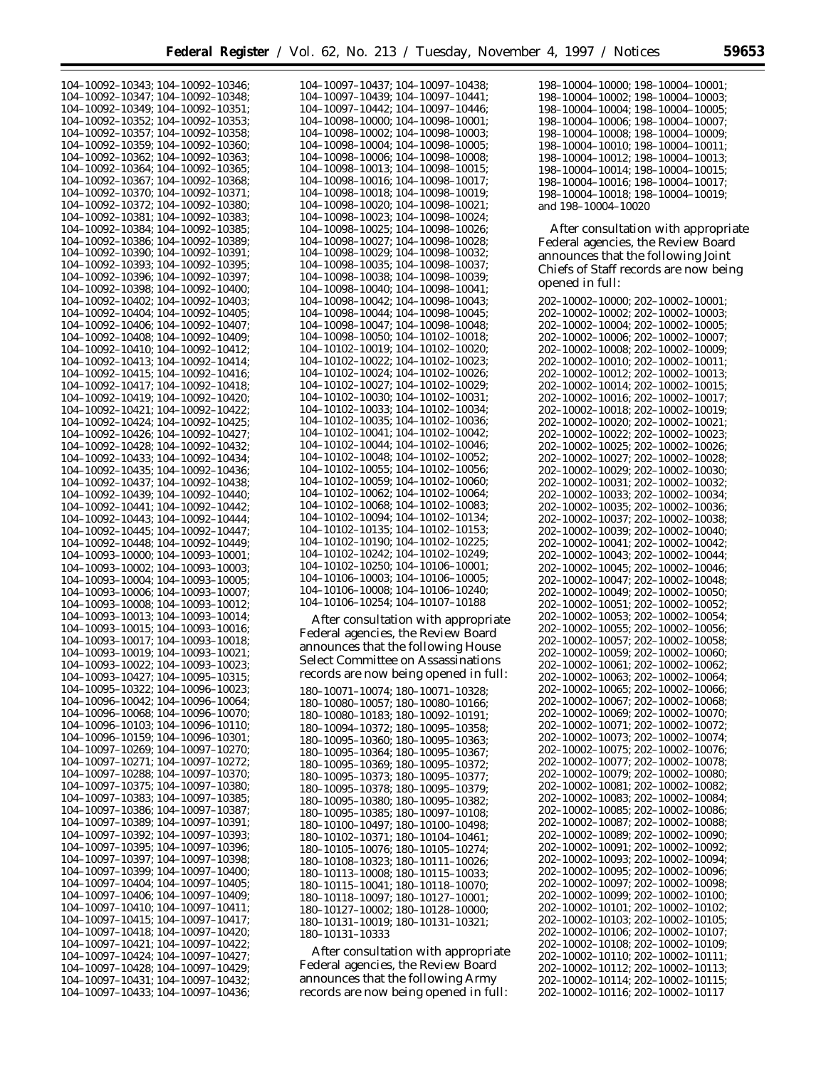104–10092–10343; 104–10092–10346; 104–10092–10347; 104–10092–10348; 104–10092–10349; 104–10092–10351; 104–10092–10352; 104–10092–10353; 104–10092–10357; 104–10092–10358; 104–10092–10359; 104–10092–10360; 104–10092–10362; 104–10092–10363; 104–10092–10364; 104–10092–10365; 104–10092–10367; 104–10092–10368; 104–10092–10370; 104–10092–10371; 104–10092–10372; 104–10092–10380; 104–10092–10381; 104–10092–10383; 104–10092–10384; 104–10092–10385; 104–10092–10386; 104–10092–10389; 104–10092–10390; 104–10092–10391; 104–10092–10393; 104–10092–10395; 104–10092–10396; 104–10092–10397; 104–10092–10398; 104–10092–10400; 104–10092–10402; 104–10092–10403; 104–10092–10404; 104–10092–10405; 104–10092–10406; 104–10092–10407; 104–10092–10408; 104–10092–10409; 104–10092–10410; 104–10092–10412; 104–10092–10413; 104–10092–10414; 104–10092–10415; 104–10092–10416; 104–10092–10417; 104–10092–10418; 104–10092–10419; 104–10092–10420; 104–10092–10421; 104–10092–10422; 104–10092–10424; 104–10092–10425; 104–10092–10426; 104–10092–10427; 104–10092–10428; 104–10092–10432; 104–10092–10433; 104–10092–10434; 104–10092–10435; 104–10092–10436; 104–10092–10437; 104–10092–10438; 104–10092–10439; 104–10092–10440; 104–10092–10441; 104–10092–10442; 104–10092–10443; 104–10092–10444; 104–10092–10445; 104–10092–10447; 104–10092–10448; 104–10092–10449; 104–10093–10000; 104–10093–10001; 104–10093–10002; 104–10093–10003; 104–10093–10004; 104–10093–10005; 104–10093–10006; 104–10093–10007; 104–10093–10008; 104–10093–10012; 104–10093–10013; 104–10093–10014; 104–10093–10015; 104–10093–10016; 104–10093–10017; 104–10093–10018; 104–10093–10019; 104–10093–10021; 104–10093–10022; 104–10093–10023; 104–10093–10427; 104–10095–10315; 104–10095–10322; 104–10096–10023; 104–10096–10042; 104–10096–10064; 104–10096–10068; 104–10096–10070; 104–10096–10103; 104–10096–10110; 104–10096–10159; 104–10096–10301; 104–10097–10269; 104–10097–10270; 104–10097–10271; 104–10097–10272; 104–10097–10288; 104–10097–10370; 104–10097–10375; 104–10097–10380; 104–10097–10383; 104–10097–10385; 104–10097–10386; 104–10097–10387; 104–10097–10389; 104–10097–10391; 104–10097–10392; 104–10097–10393; 104–10097–10395; 104–10097–10396; 104–10097–10397; 104–10097–10398; 104–10097–10399; 104–10097–10400; 104–10097–10404; 104–10097–10405; 104–10097–10406; 104–10097–10409; 104–10097–10410; 104–10097–10411; 104–10097–10415; 104–10097–10417; 104–10097–10418; 104–10097–10420; 104–10097–10421; 104–10097–10422; 104–10097–10424; 104–10097–10427; 104–10097–10428; 104–10097–10429; 104–10097–10431; 104–10097–10432; 104–10097–10433; 104–10097–10436; 104–10097–10437; 104–10097–10438; 104–10097–10439; 104–10097–10441; 104–10097–10442; 104–10097–10446; 104–10098–10000; 104–10098–10001; 104–10098–10002; 104–10098–10003; 104–10098–10004; 104–10098–10005; 104–10098–10006; 104–10098–10008; 104–10098–10013; 104–10098–10015; 104–10098–10016; 104–10098–10017; 104–10098–10018; 104–10098–10019; 104–10098–10020; 104–10098–10021; 104–10098–10023; 104–10098–10024; 104–10098–10025; 104–10098–10026; 104–10098–10027; 104–10098–10028; 104–10098–10029; 104–10098–10032; 104–10098–10035; 104–10098–10037; 104–10098–10038; 104–10098–10039; 104–10098–10040; 104–10098–10041; 104–10098–10042; 104–10098–10043; 104–10098–10044; 104–10098–10045; 104–10098–10047; 104–10098–10048; 104–10098–10050; 104–10102–10018; 104–10102–10019; 104–10102–10020; 104–10102–10022; 104–10102–10023; 104–10102–10024; 104–10102–10026; 104–10102–10027; 104–10102–10029; 104–10102–10030; 104–10102–10031; 104–10102–10033; 104–10102–10034; 104–10102–10035; 104–10102–10036; 104–10102–10041; 104–10102–10042; 104–10102–10044; 104–10102–10046; 104–10102–10048; 104–10102–10052; 104–10102–10055; 104–10102–10056; 104–10102–10059; 104–10102–10060; 104–10102–10062; 104–10102–10064; 104–10102–10068; 104–10102–10083; 104–10102–10094; 104–10102–10134; 104–10102–10135; 104–10102–10153; 104–10102–10190; 104–10102–10225; 104–10102–10242; 104–10102–10249; 104–10102–10250; 104–10106–10001; 104–10106–10003; 104–10106–10005; 104–10106–10008; 104–10106–10240; 104–10106–10254; 104–10107–10188

After consultation with appropriate Federal agencies, the Review Board announces that the following House Select Committee on Assassinations records are now being opened in full:

180–10071–10074; 180–10071–10328; 180–10080–10057; 180–10080–10166; 180–10080–10183; 180–10092–10191; 180–10094–10372; 180–10095–10358; 180–10095–10360; 180–10095–10363; 180–10095–10364; 180–10095–10367; 180–10095–10369; 180–10095–10372; 180–10095–10373; 180–10095–10377; 180–10095–10378; 180–10095–10379; 180–10095–10380; 180–10095–10382; 180–10095–10385; 180–10097–10108; 180–10100–10497; 180–10100–10498; 180–10102–10371; 180–10104–10461; 180–10105–10076; 180–10105–10274; 180–10108–10323; 180–10111–10026; 180–10113–10008; 180–10115–10033; 180–10115–10041; 180–10118–10070; 180–10118–10097; 180–10127–10001; 180–10127–10002; 180–10128–10000; 180–10131–10019; 180–10131–10321; 180–10131–10333

After consultation with appropriate Federal agencies, the Review Board announces that the following Army records are now being opened in full:

198–10004–10000; 198–10004–10001; 198–10004–10002; 198–10004–10003; 198–10004–10004; 198–10004–10005; 198–10004–10006; 198–10004–10007; 198–10004–10008; 198–10004–10009; 198–10004–10010; 198–10004–10011; 198–10004–10012; 198–10004–10013; 198–10004–10014; 198–10004–10015; 198–10004–10016; 198–10004–10017; 198–10004–10018; 198–10004–10019; and 198–10004–10020

After consultation with appropriate Federal agencies, the Review Board announces that the following Joint Chiefs of Staff records are now being opened in full:

202–10002–10000; 202–10002–10001; 202–10002–10002; 202–10002–10003; 202–10002–10004; 202–10002–10005; 202–10002–10006; 202–10002–10007; 202–10002–10008; 202–10002–10009; 202–10002–10010; 202–10002–10011; 202–10002–10012; 202–10002–10013; 202–10002–10014; 202–10002–10015; 202–10002–10016; 202–10002–10017; 202–10002–10018; 202–10002–10019; 202–10002–10020; 202–10002–10021; 202–10002–10022; 202–10002–10023; 202–10002–10025; 202–10002–10026; 202–10002–10027; 202–10002–10028; 202–10002–10029; 202–10002–10030; 202–10002–10031; 202–10002–10032; 202–10002–10033; 202–10002–10034; 202–10002–10035; 202–10002–10036; 202–10002–10037; 202–10002–10038; 202–10002–10039; 202–10002–10040; 202–10002–10041; 202–10002–10042; 202–10002–10043; 202–10002–10044; 202–10002–10045; 202–10002–10046; 202–10002–10047; 202–10002–10048; 202–10002–10049; 202–10002–10050; 202–10002–10051; 202–10002–10052; 202–10002–10053; 202–10002–10054; 202–10002–10055; 202–10002–10056; 202–10002–10057; 202–10002–10058; 202–10002–10059; 202–10002–10060; 202–10002–10061; 202–10002–10062; 202–10002–10063; 202–10002–10064; 202–10002–10065; 202–10002–10066; 202–10002–10067; 202–10002–10068; 202–10002–10069; 202–10002–10070; 202–10002–10071; 202–10002–10072; 202–10002–10073; 202–10002–10074; 202–10002–10075; 202–10002–10076; 202–10002–10077; 202–10002–10078; 202–10002–10079; 202–10002–10080; 202–10002–10081; 202–10002–10082; 202–10002–10083; 202–10002–10084; 202–10002–10085; 202–10002–10086; 202–10002–10087; 202–10002–10088; 202–10002–10089; 202–10002–10090; 202–10002–10091; 202–10002–10092; 202–10002–10093; 202–10002–10094; 202–10002–10095; 202–10002–10096; 202–10002–10097; 202–10002–10098; 202–10002–10099; 202–10002–10100; 202–10002–10101; 202–10002–10102; 202–10002–10103; 202–10002–10105; 202–10002–10106; 202–10002–10107; 202–10002–10108; 202–10002–10109; 202–10002–10110; 202–10002–10111; 202–10002–10112; 202–10002–10113; 202–10002–10114; 202–10002–10115; 202–10002–10116; 202–10002–10117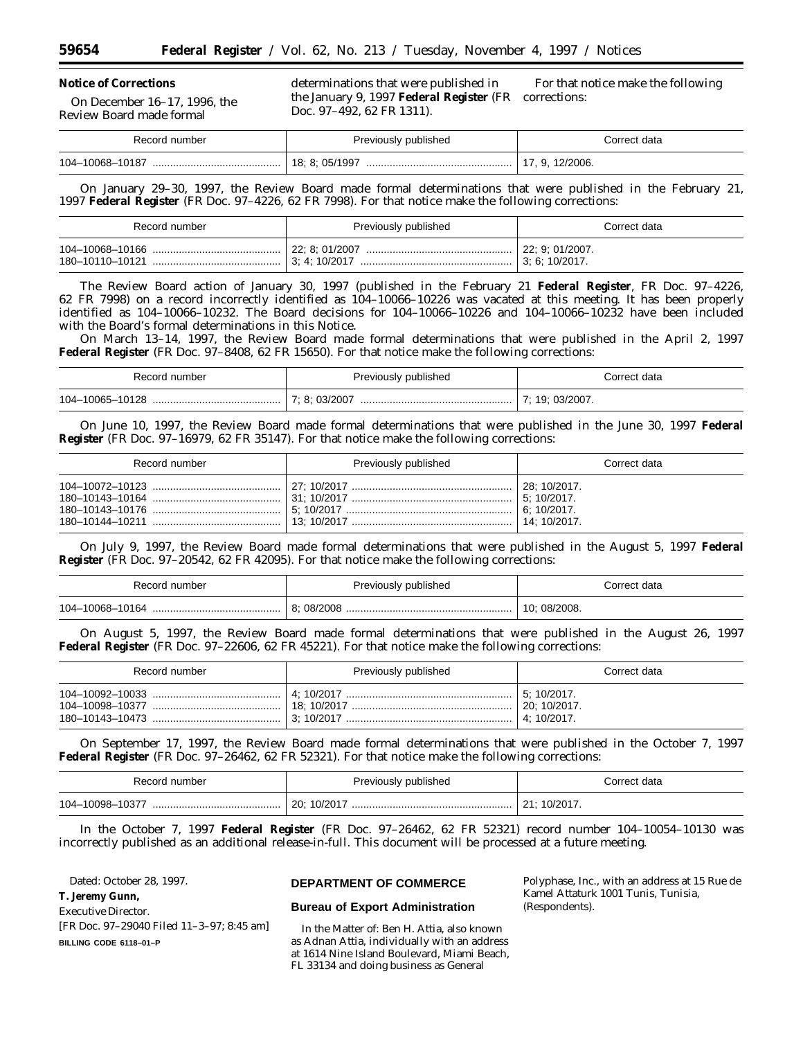**Notice of Corrections**

On December 16–17, 1996, the Review Board made formal determinations that were published in the January 9, 1997 **Federal Register** (FR Doc. 97–492, 62 FR 1311).

For that notice make the following corrections:

| Record number | Previously published | Correct data |
| --- | --- | --- |
| 104–10068–10187 | 18; 8; 05/1997 | 17, 9, 12/2006. |

On January 29–30, 1997, the Review Board made formal determinations that were published in the February 21, 1997 **Federal Register** (FR Doc. 97–4226, 62 FR 7998). For that notice make the following corrections:

| Record number | Previously published | Correct data |
| --- | --- | --- |
| 104–10068–10166 | 22; 8; 01/2007 | 22; 9; 01/2007. |
| 180–10110–10121 | 3; 4; 10/2017 | 3; 6; 10/2017. |

The Review Board action of January 30, 1997 (published in the February 21 **Federal Register**, FR Doc. 97–4226, 62 FR 7998) on a record incorrectly identified as 104–10066–10226 was vacated at this meeting. It has been properly identified as 104–10066–10232. The Board decisions for 104–10066–10226 and 104–10066–10232 have been included with the Board's formal determinations in this Notice.

On March 13–14, 1997, the Review Board made formal determinations that were published in the April 2, 1997 **Federal Register** (FR Doc. 97–8408, 62 FR 15650). For that notice make the following corrections:

| Record number | Previously published | Correct data |
| --- | --- | --- |
| 104–10065–10128 | 7; 8; 03/2007 | 7; 19; 03/2007. |

On June 10, 1997, the Review Board made formal determinations that were published in the June 30, 1997 **Federal Register** (FR Doc. 97–16979, 62 FR 35147). For that notice make the following corrections:

| Record number | Previously published | Correct data |
| --- | --- | --- |
| 104–10072–10123 | 27; 10/2017 | 28; 10/2017. |
| 180–10143–10164 | 31; 10/2017 | 5; 10/2017. |
| 180–10143–10176 | 5; 10/2017 | 6; 10/2017. |
| 180–10144–10211 | 13; 10/2017 | 14; 10/2017. |

On July 9, 1997, the Review Board made formal determinations that were published in the August 5, 1997 **Federal Register** (FR Doc. 97–20542, 62 FR 42095). For that notice make the following corrections:

| Record number | Previously published | Correct data |
| --- | --- | --- |
| 104–10068–10164 | 8; 08/2008 | 10; 08/2008. |

On August 5, 1997, the Review Board made formal determinations that were published in the August 26, 1997 **Federal Register** (FR Doc. 97–22606, 62 FR 45221). For that notice make the following corrections:

| Record number | Previously published | Correct data |
| --- | --- | --- |
| 104–10092–10033 | 4; 10/2017 | 5; 10/2017. |
| 104–10098–10377 | 18; 10/2017 | 20; 10/2017. |
| 180–10143–10473 | 3; 10/2017 | 4; 10/2017. |

On September 17, 1997, the Review Board made formal determinations that were published in the October 7, 1997 **Federal Register** (FR Doc. 97–26462, 62 FR 52321). For that notice make the following corrections:

| Record number | Previously published | Correct data |
| --- | --- | --- |
| 104–10098–10377 | 20; 10/2017 | 21; 10/2017. |

In the October 7, 1997 **Federal Register** (FR Doc. 97–26462, 62 FR 52321) record number 104–10054–10130 was incorrectly published as an additional release-in-full. This document will be processed at a future meeting.

Dated: October 28, 1997.

**T. Jeremy Gunn,**

*Executive Director.*

[FR Doc. 97–29040 Filed 11–3–97; 8:45 am]

**BILLING CODE 6118–01–P**

## DEPARTMENT OF COMMERCE

### Bureau of Export Administration

In the Matter of: Ben H. Attia, also known as Adnan Attia, individually with an address at 1614 Nine Island Boulevard, Miami Beach, FL 33134 and doing business as General Polyphase, Inc., with an address at 15 Rue de Kamel Attaturk 1001 Tunis, Tunisia, (Respondents).